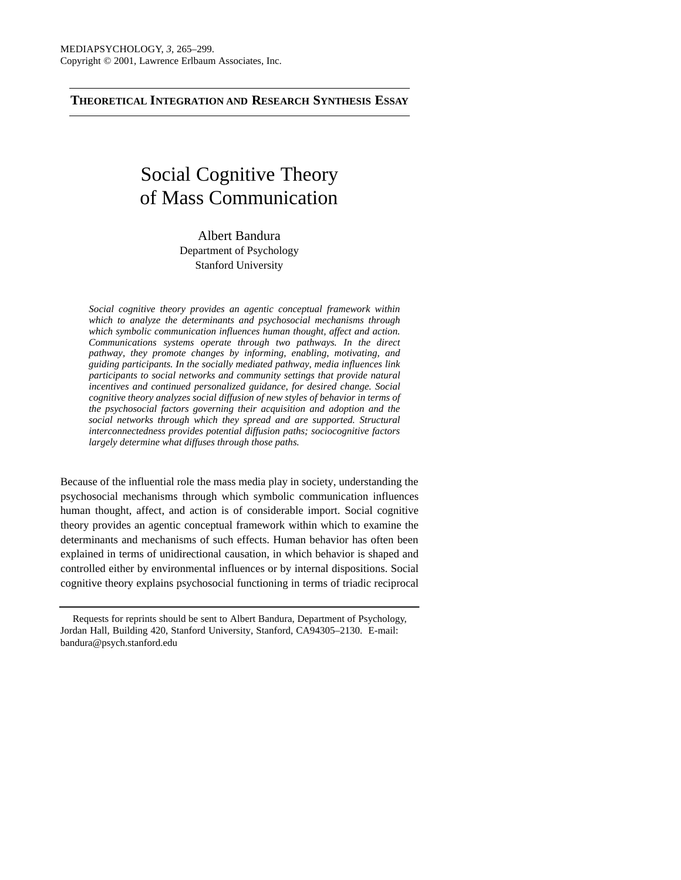**THEORETICAL INTEGRATION AND RESEARCH SYNTHESIS ESSAY**

# Social Cognitive Theory of Mass Communication

Albert Bandura
Department of Psychology
Stanford University

*Social cognitive theory provides an agentic conceptual framework within which to analyze the determinants and psychosocial mechanisms through which symbolic communication influences human thought, affect and action. Communications systems operate through two pathways. In the direct pathway, they promote changes by informing, enabling, motivating, and guiding participants. In the socially mediated pathway, media influences link participants to social networks and community settings that provide natural incentives and continued personalized guidance, for desired change. Social cognitive theory analyzes social diffusion of new styles of behavior in terms of the psychosocial factors governing their acquisition and adoption and the social networks through which they spread and are supported. Structural interconnectedness provides potential diffusion paths; sociocognitive factors largely determine what diffuses through those paths.*

Because of the influential role the mass media play in society, understanding the psychosocial mechanisms through which symbolic communication influences human thought, affect, and action is of considerable import. Social cognitive theory provides an agentic conceptual framework within which to examine the determinants and mechanisms of such effects. Human behavior has often been explained in terms of unidirectional causation, in which behavior is shaped and controlled either by environmental influences or by internal dispositions. Social cognitive theory explains psychosocial functioning in terms of triadic reciprocal

Requests for reprints should be sent to Albert Bandura, Department of Psychology, Jordan Hall, Building 420, Stanford University, Stanford, CA94305–2130. E-mail: bandura@psych.stanford.edu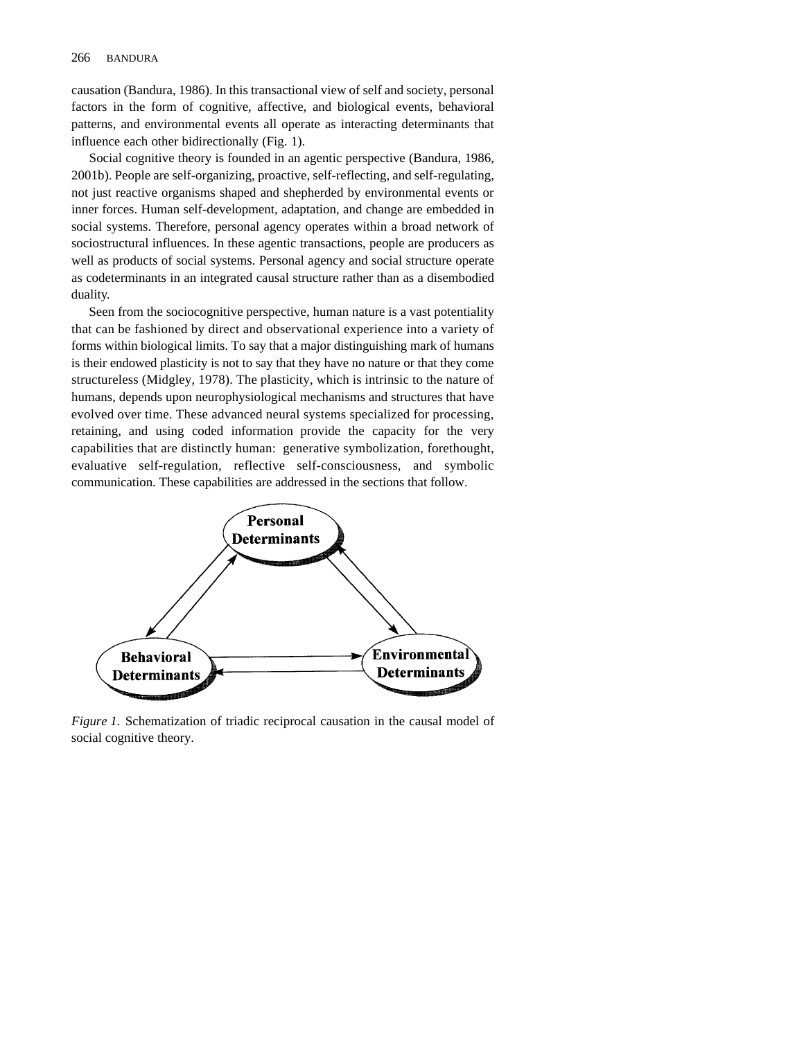causation (Bandura, 1986). In this transactional view of self and society, personal factors in the form of cognitive, affective, and biological events, behavioral patterns, and environmental events all operate as interacting determinants that influence each other bidirectionally (Fig. 1).

Social cognitive theory is founded in an agentic perspective (Bandura, 1986, 2001b). People are self-organizing, proactive, self-reflecting, and self-regulating, not just reactive organisms shaped and shepherded by environmental events or inner forces. Human self-development, adaptation, and change are embedded in social systems. Therefore, personal agency operates within a broad network of sociostructural influences. In these agentic transactions, people are producers as well as products of social systems. Personal agency and social structure operate as codeterminants in an integrated causal structure rather than as a disembodied duality.

Seen from the sociocognitive perspective, human nature is a vast potentiality that can be fashioned by direct and observational experience into a variety of forms within biological limits. To say that a major distinguishing mark of humans is their endowed plasticity is not to say that they have no nature or that they come structureless (Midgley, 1978). The plasticity, which is intrinsic to the nature of humans, depends upon neurophysiological mechanisms and structures that have evolved over time. These advanced neural systems specialized for processing, retaining, and using coded information provide the capacity for the very capabilities that are distinctly human: generative symbolization, forethought, evaluative self-regulation, reflective self-consciousness, and symbolic communication. These capabilities are addressed in the sections that follow.

Personal Determinants

Behavioral Determinants

Environmental Determinants

*Figure 1.* Schematization of triadic reciprocal causation in the causal model of social cognitive theory.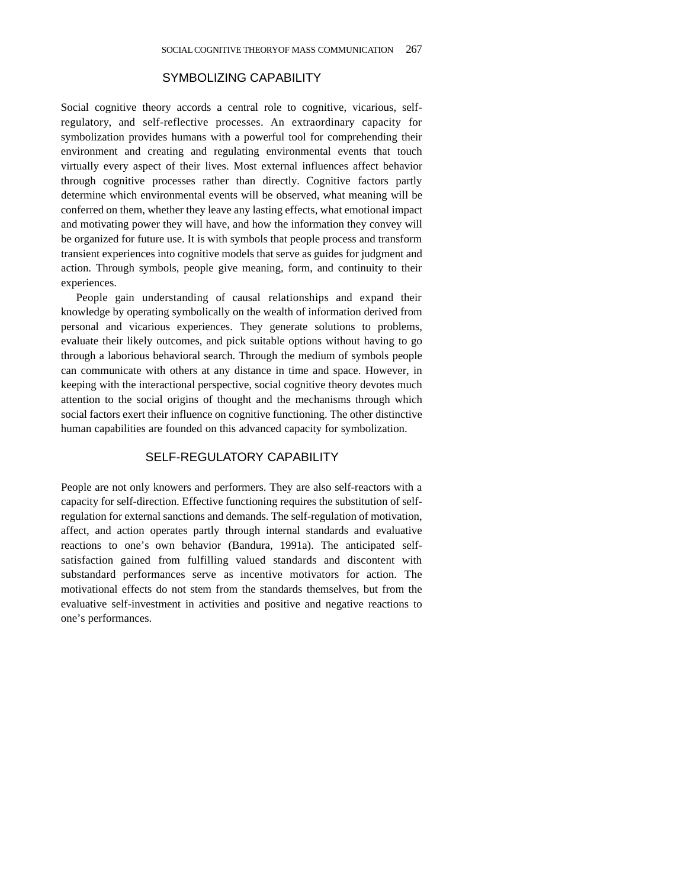## SYMBOLIZING CAPABILITY

Social cognitive theory accords a central role to cognitive, vicarious, self-regulatory, and self-reflective processes. An extraordinary capacity for symbolization provides humans with a powerful tool for comprehending their environment and creating and regulating environmental events that touch virtually every aspect of their lives. Most external influences affect behavior through cognitive processes rather than directly. Cognitive factors partly determine which environmental events will be observed, what meaning will be conferred on them, whether they leave any lasting effects, what emotional impact and motivating power they will have, and how the information they convey will be organized for future use. It is with symbols that people process and transform transient experiences into cognitive models that serve as guides for judgment and action. Through symbols, people give meaning, form, and continuity to their experiences.

People gain understanding of causal relationships and expand their knowledge by operating symbolically on the wealth of information derived from personal and vicarious experiences. They generate solutions to problems, evaluate their likely outcomes, and pick suitable options without having to go through a laborious behavioral search. Through the medium of symbols people can communicate with others at any distance in time and space. However, in keeping with the interactional perspective, social cognitive theory devotes much attention to the social origins of thought and the mechanisms through which social factors exert their influence on cognitive functioning. The other distinctive human capabilities are founded on this advanced capacity for symbolization.

## SELF-REGULATORY CAPABILITY

People are not only knowers and performers. They are also self-reactors with a capacity for self-direction. Effective functioning requires the substitution of self-regulation for external sanctions and demands. The self-regulation of motivation, affect, and action operates partly through internal standards and evaluative reactions to one's own behavior (Bandura, 1991a). The anticipated self-satisfaction gained from fulfilling valued standards and discontent with substandard performances serve as incentive motivators for action. The motivational effects do not stem from the standards themselves, but from the evaluative self-investment in activities and positive and negative reactions to one's performances.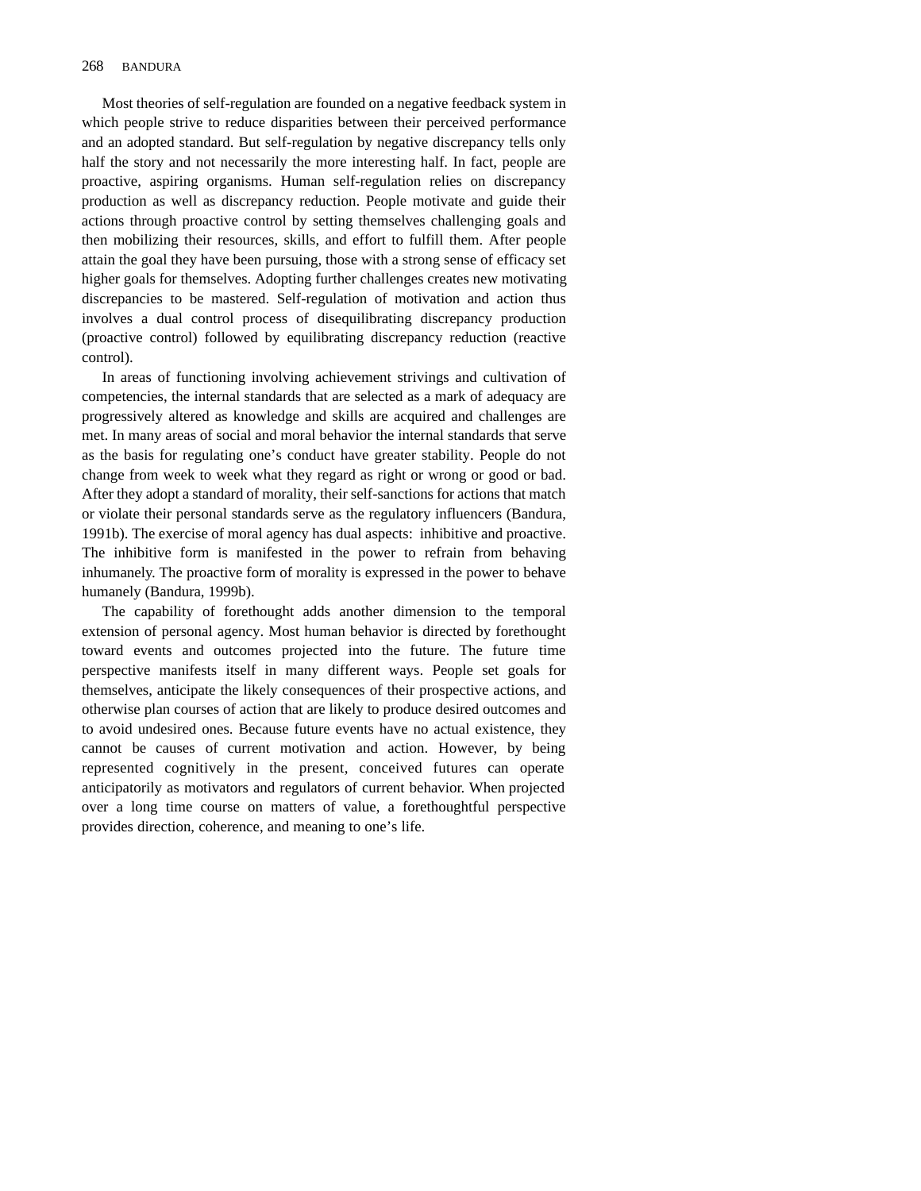Most theories of self-regulation are founded on a negative feedback system in which people strive to reduce disparities between their perceived performance and an adopted standard. But self-regulation by negative discrepancy tells only half the story and not necessarily the more interesting half. In fact, people are proactive, aspiring organisms. Human self-regulation relies on discrepancy production as well as discrepancy reduction. People motivate and guide their actions through proactive control by setting themselves challenging goals and then mobilizing their resources, skills, and effort to fulfill them. After people attain the goal they have been pursuing, those with a strong sense of efficacy set higher goals for themselves. Adopting further challenges creates new motivating discrepancies to be mastered. Self-regulation of motivation and action thus involves a dual control process of disequilibrating discrepancy production (proactive control) followed by equilibrating discrepancy reduction (reactive control).

In areas of functioning involving achievement strivings and cultivation of competencies, the internal standards that are selected as a mark of adequacy are progressively altered as knowledge and skills are acquired and challenges are met. In many areas of social and moral behavior the internal standards that serve as the basis for regulating one's conduct have greater stability. People do not change from week to week what they regard as right or wrong or good or bad. After they adopt a standard of morality, their self-sanctions for actions that match or violate their personal standards serve as the regulatory influencers (Bandura, 1991b). The exercise of moral agency has dual aspects: inhibitive and proactive. The inhibitive form is manifested in the power to refrain from behaving inhumanely. The proactive form of morality is expressed in the power to behave humanely (Bandura, 1999b).

The capability of forethought adds another dimension to the temporal extension of personal agency. Most human behavior is directed by forethought toward events and outcomes projected into the future. The future time perspective manifests itself in many different ways. People set goals for themselves, anticipate the likely consequences of their prospective actions, and otherwise plan courses of action that are likely to produce desired outcomes and to avoid undesired ones. Because future events have no actual existence, they cannot be causes of current motivation and action. However, by being represented cognitively in the present, conceived futures can operate anticipatorily as motivators and regulators of current behavior. When projected over a long time course on matters of value, a forethoughtful perspective provides direction, coherence, and meaning to one's life.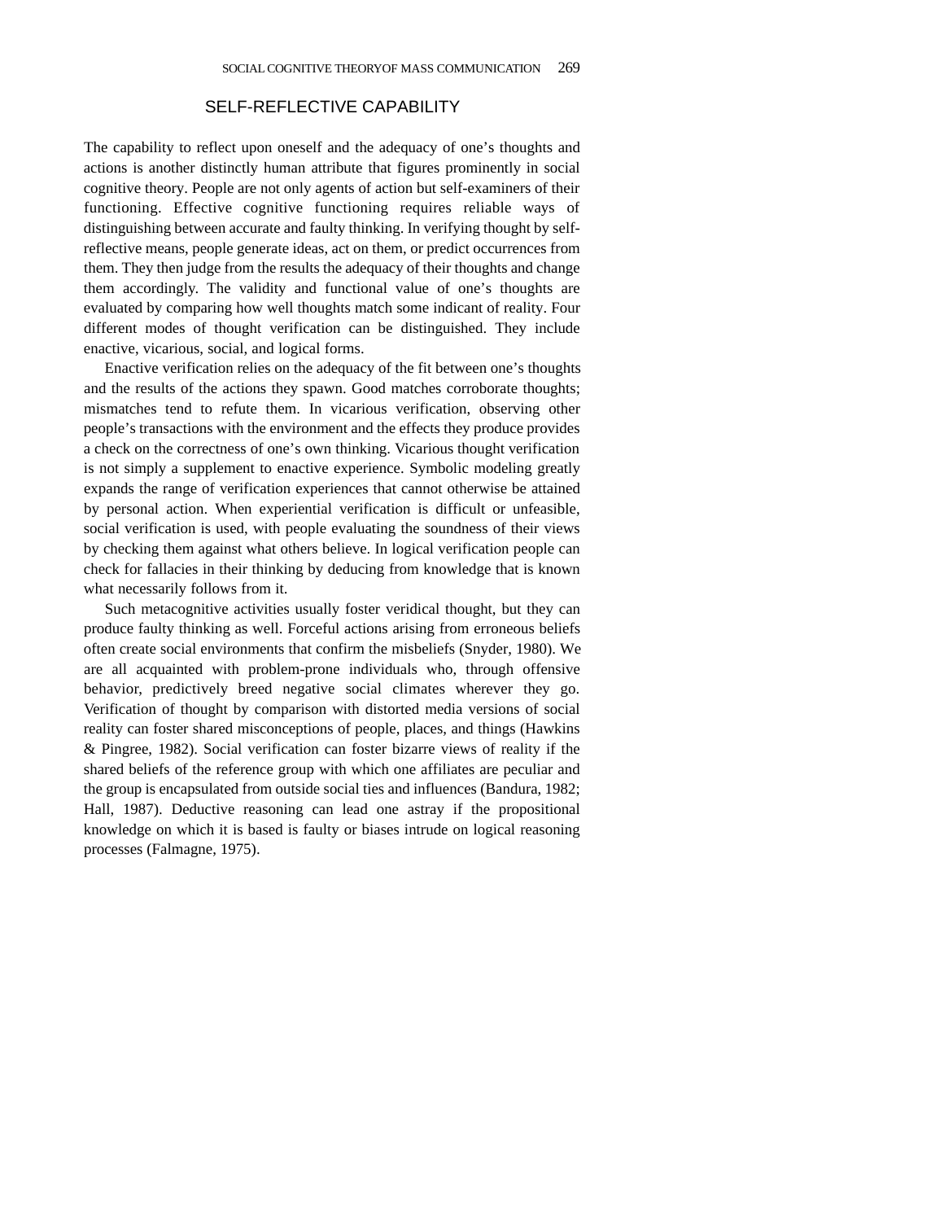## SELF-REFLECTIVE CAPABILITY

The capability to reflect upon oneself and the adequacy of one's thoughts and actions is another distinctly human attribute that figures prominently in social cognitive theory. People are not only agents of action but self-examiners of their functioning. Effective cognitive functioning requires reliable ways of distinguishing between accurate and faulty thinking. In verifying thought by self-reflective means, people generate ideas, act on them, or predict occurrences from them. They then judge from the results the adequacy of their thoughts and change them accordingly. The validity and functional value of one's thoughts are evaluated by comparing how well thoughts match some indicant of reality. Four different modes of thought verification can be distinguished. They include enactive, vicarious, social, and logical forms.

Enactive verification relies on the adequacy of the fit between one's thoughts and the results of the actions they spawn. Good matches corroborate thoughts; mismatches tend to refute them. In vicarious verification, observing other people's transactions with the environment and the effects they produce provides a check on the correctness of one's own thinking. Vicarious thought verification is not simply a supplement to enactive experience. Symbolic modeling greatly expands the range of verification experiences that cannot otherwise be attained by personal action. When experiential verification is difficult or unfeasible, social verification is used, with people evaluating the soundness of their views by checking them against what others believe. In logical verification people can check for fallacies in their thinking by deducing from knowledge that is known what necessarily follows from it.

Such metacognitive activities usually foster veridical thought, but they can produce faulty thinking as well. Forceful actions arising from erroneous beliefs often create social environments that confirm the misbeliefs (Snyder, 1980). We are all acquainted with problem-prone individuals who, through offensive behavior, predictively breed negative social climates wherever they go. Verification of thought by comparison with distorted media versions of social reality can foster shared misconceptions of people, places, and things (Hawkins & Pingree, 1982). Social verification can foster bizarre views of reality if the shared beliefs of the reference group with which one affiliates are peculiar and the group is encapsulated from outside social ties and influences (Bandura, 1982; Hall, 1987). Deductive reasoning can lead one astray if the propositional knowledge on which it is based is faulty or biases intrude on logical reasoning processes (Falmagne, 1975).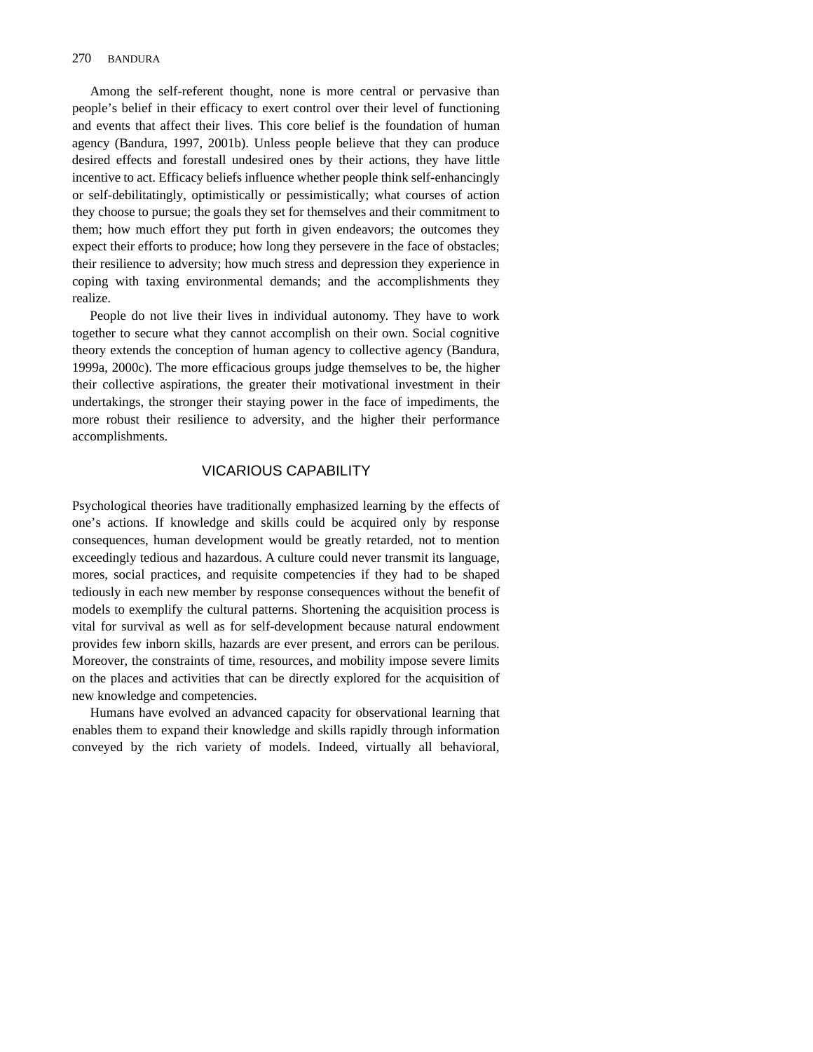Among the self-referent thought, none is more central or pervasive than people's belief in their efficacy to exert control over their level of functioning and events that affect their lives. This core belief is the foundation of human agency (Bandura, 1997, 2001b). Unless people believe that they can produce desired effects and forestall undesired ones by their actions, they have little incentive to act. Efficacy beliefs influence whether people think self-enhancingly or self-debilitatingly, optimistically or pessimistically; what courses of action they choose to pursue; the goals they set for themselves and their commitment to them; how much effort they put forth in given endeavors; the outcomes they expect their efforts to produce; how long they persevere in the face of obstacles; their resilience to adversity; how much stress and depression they experience in coping with taxing environmental demands; and the accomplishments they realize.

People do not live their lives in individual autonomy. They have to work together to secure what they cannot accomplish on their own. Social cognitive theory extends the conception of human agency to collective agency (Bandura, 1999a, 2000c). The more efficacious groups judge themselves to be, the higher their collective aspirations, the greater their motivational investment in their undertakings, the stronger their staying power in the face of impediments, the more robust their resilience to adversity, and the higher their performance accomplishments.

## VICARIOUS CAPABILITY

Psychological theories have traditionally emphasized learning by the effects of one's actions. If knowledge and skills could be acquired only by response consequences, human development would be greatly retarded, not to mention exceedingly tedious and hazardous. A culture could never transmit its language, mores, social practices, and requisite competencies if they had to be shaped tediously in each new member by response consequences without the benefit of models to exemplify the cultural patterns. Shortening the acquisition process is vital for survival as well as for self-development because natural endowment provides few inborn skills, hazards are ever present, and errors can be perilous. Moreover, the constraints of time, resources, and mobility impose severe limits on the places and activities that can be directly explored for the acquisition of new knowledge and competencies.

Humans have evolved an advanced capacity for observational learning that enables them to expand their knowledge and skills rapidly through information conveyed by the rich variety of models. Indeed, virtually all behavioral,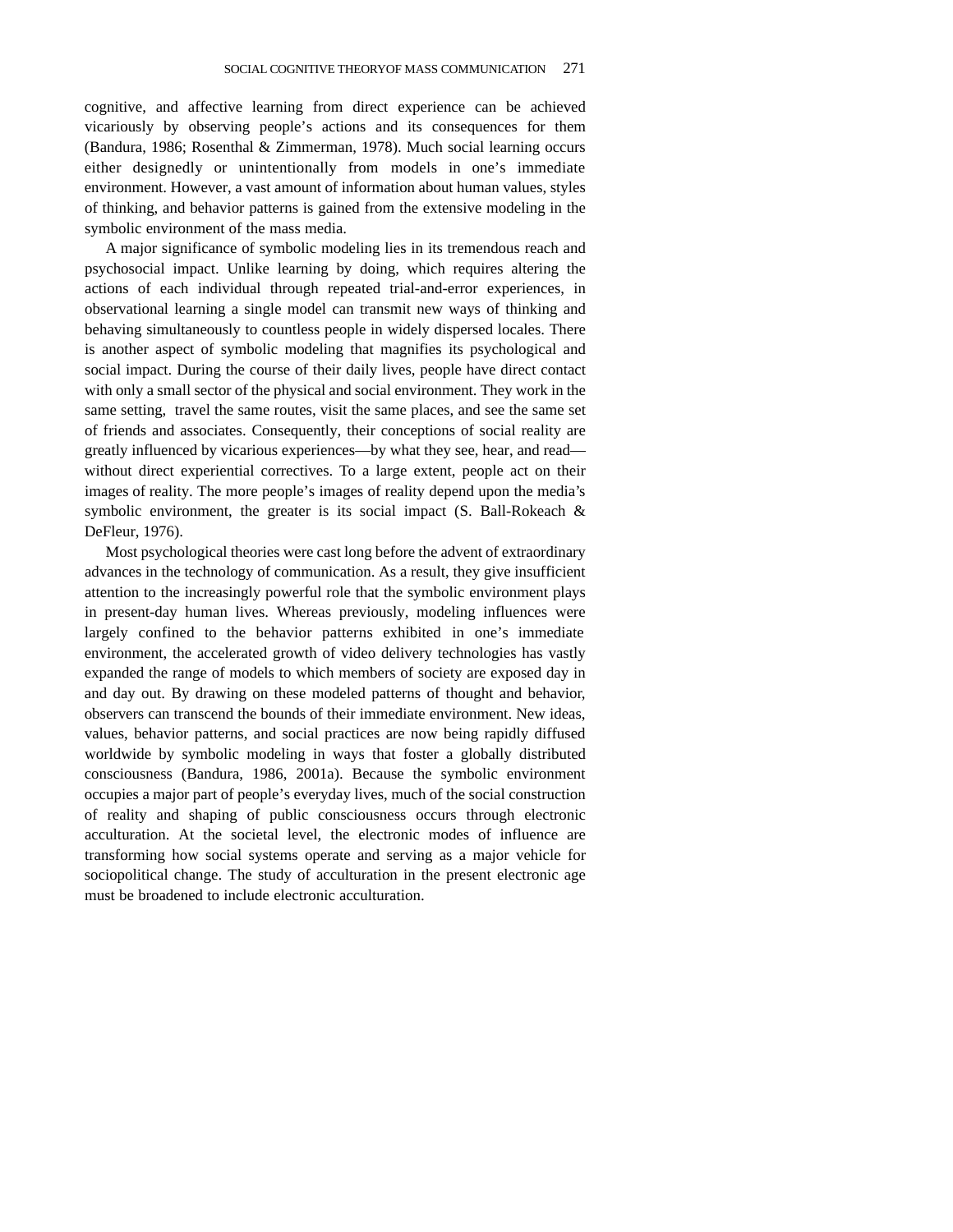cognitive, and affective learning from direct experience can be achieved vicariously by observing people's actions and its consequences for them (Bandura, 1986; Rosenthal & Zimmerman, 1978). Much social learning occurs either designedly or unintentionally from models in one's immediate environment. However, a vast amount of information about human values, styles of thinking, and behavior patterns is gained from the extensive modeling in the symbolic environment of the mass media.

A major significance of symbolic modeling lies in its tremendous reach and psychosocial impact. Unlike learning by doing, which requires altering the actions of each individual through repeated trial-and-error experiences, in observational learning a single model can transmit new ways of thinking and behaving simultaneously to countless people in widely dispersed locales. There is another aspect of symbolic modeling that magnifies its psychological and social impact. During the course of their daily lives, people have direct contact with only a small sector of the physical and social environment. They work in the same setting, travel the same routes, visit the same places, and see the same set of friends and associates. Consequently, their conceptions of social reality are greatly influenced by vicarious experiences—by what they see, hear, and read—without direct experiential correctives. To a large extent, people act on their images of reality. The more people's images of reality depend upon the media's symbolic environment, the greater is its social impact (S. Ball-Rokeach & DeFleur, 1976).

Most psychological theories were cast long before the advent of extraordinary advances in the technology of communication. As a result, they give insufficient attention to the increasingly powerful role that the symbolic environment plays in present-day human lives. Whereas previously, modeling influences were largely confined to the behavior patterns exhibited in one's immediate environment, the accelerated growth of video delivery technologies has vastly expanded the range of models to which members of society are exposed day in and day out. By drawing on these modeled patterns of thought and behavior, observers can transcend the bounds of their immediate environment. New ideas, values, behavior patterns, and social practices are now being rapidly diffused worldwide by symbolic modeling in ways that foster a globally distributed consciousness (Bandura, 1986, 2001a). Because the symbolic environment occupies a major part of people's everyday lives, much of the social construction of reality and shaping of public consciousness occurs through electronic acculturation. At the societal level, the electronic modes of influence are transforming how social systems operate and serving as a major vehicle for sociopolitical change. The study of acculturation in the present electronic age must be broadened to include electronic acculturation.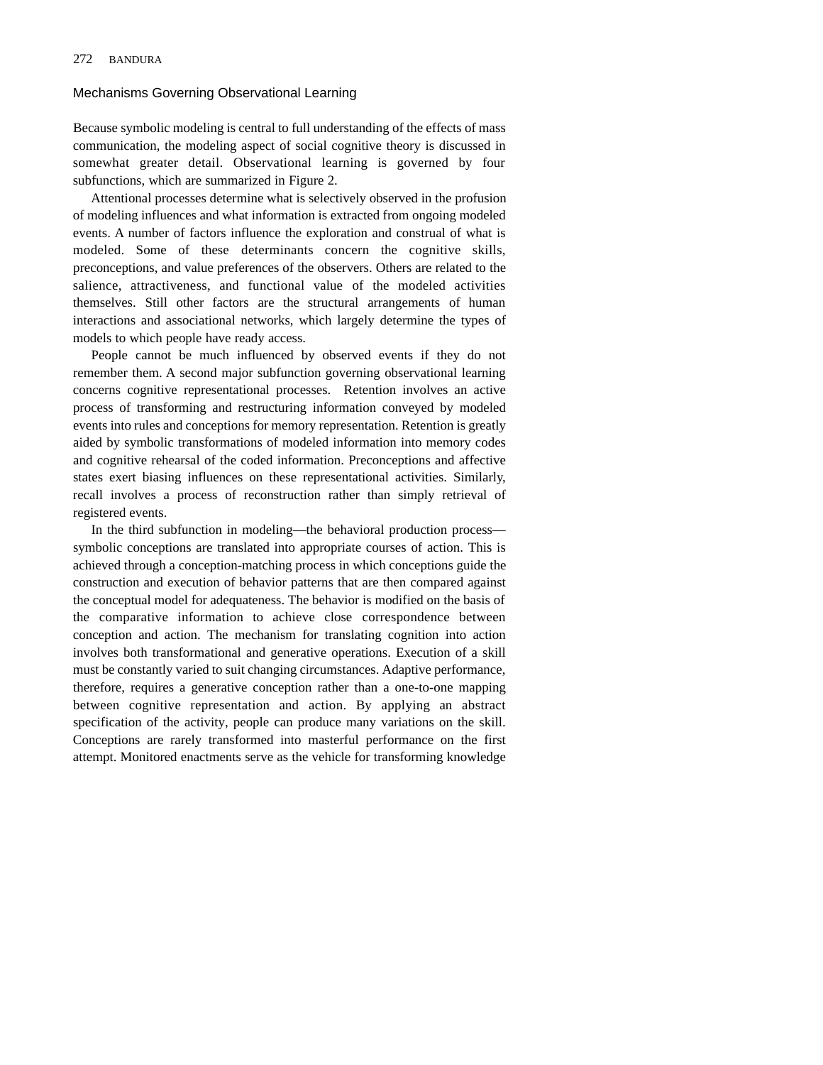## Mechanisms Governing Observational Learning

Because symbolic modeling is central to full understanding of the effects of mass communication, the modeling aspect of social cognitive theory is discussed in somewhat greater detail. Observational learning is governed by four subfunctions, which are summarized in Figure 2.

Attentional processes determine what is selectively observed in the profusion of modeling influences and what information is extracted from ongoing modeled events. A number of factors influence the exploration and construal of what is modeled. Some of these determinants concern the cognitive skills, preconceptions, and value preferences of the observers. Others are related to the salience, attractiveness, and functional value of the modeled activities themselves. Still other factors are the structural arrangements of human interactions and associational networks, which largely determine the types of models to which people have ready access.

People cannot be much influenced by observed events if they do not remember them. A second major subfunction governing observational learning concerns cognitive representational processes. Retention involves an active process of transforming and restructuring information conveyed by modeled events into rules and conceptions for memory representation. Retention is greatly aided by symbolic transformations of modeled information into memory codes and cognitive rehearsal of the coded information. Preconceptions and affective states exert biasing influences on these representational activities. Similarly, recall involves a process of reconstruction rather than simply retrieval of registered events.

In the third subfunction in modeling—the behavioral production process—symbolic conceptions are translated into appropriate courses of action. This is achieved through a conception-matching process in which conceptions guide the construction and execution of behavior patterns that are then compared against the conceptual model for adequateness. The behavior is modified on the basis of the comparative information to achieve close correspondence between conception and action. The mechanism for translating cognition into action involves both transformational and generative operations. Execution of a skill must be constantly varied to suit changing circumstances. Adaptive performance, therefore, requires a generative conception rather than a one-to-one mapping between cognitive representation and action. By applying an abstract specification of the activity, people can produce many variations on the skill. Conceptions are rarely transformed into masterful performance on the first attempt. Monitored enactments serve as the vehicle for transforming knowledge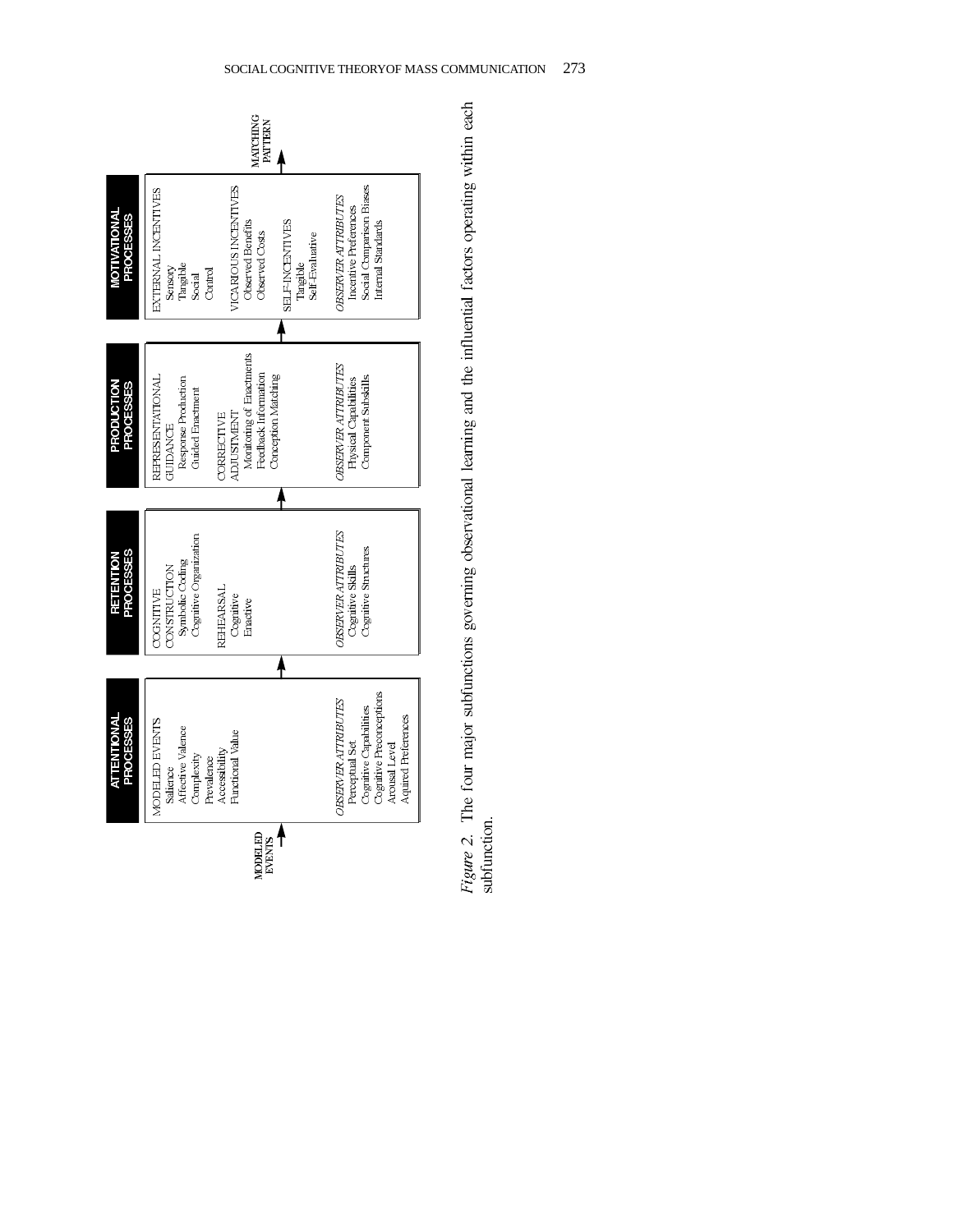MODELED EVENTS →

**ATTENTIONAL PROCESSES**

MODELED EVENTS
- Salience
- Affective Valence
- Complexity
- Prevalence
- Accessibility
- Functional Value

*OBSERVER ATTRIBUTES*
- Perceptual Set
- Cognitive Capabilities
- Cognitive Preconceptions
- Arousal Level
- Aquired Preferences

→

**RETENTION PROCESSES**

COGNITIVE CONSTRUCTION
- Symbolic Coding
- Cognitive Organization

REHEARSAL
- Cognitive
- Enactive

*OBSERVER ATTRIBUTES*
- Cognitive Skills
- Cognitive Structures

→

**PRODUCTION PROCESSES**

REPRESENTATIONAL GUIDANCE
- Response Production
- Guided Enactment

CORRECTIVE ADJUSTMENT
- Monitoring of Enactments
- Feedback Information
- Conception Matching

*OBSERVER ATTRIBUTES*
- Physical Capabilities
- Component Subskills

→

**MOTIVATIONAL PROCESSES**

EXTERNAL INCENTIVES
- Sensory
- Tangible
- Social
- Control

VICARIOUS INCENTIVES
- Observed Benefits
- Observed Costs

SELF-INCENTIVES
- Tangible
- Self-Evaluative

*OBSERVER ATTRIBUTES*
- Incentive Preferences
- Social Comparison Biases
- Internal Standards

→ MATCHING PATTERN

*Figure 2.* The four major subfunctions governing observational learning and the influential factors operating within each subfunction.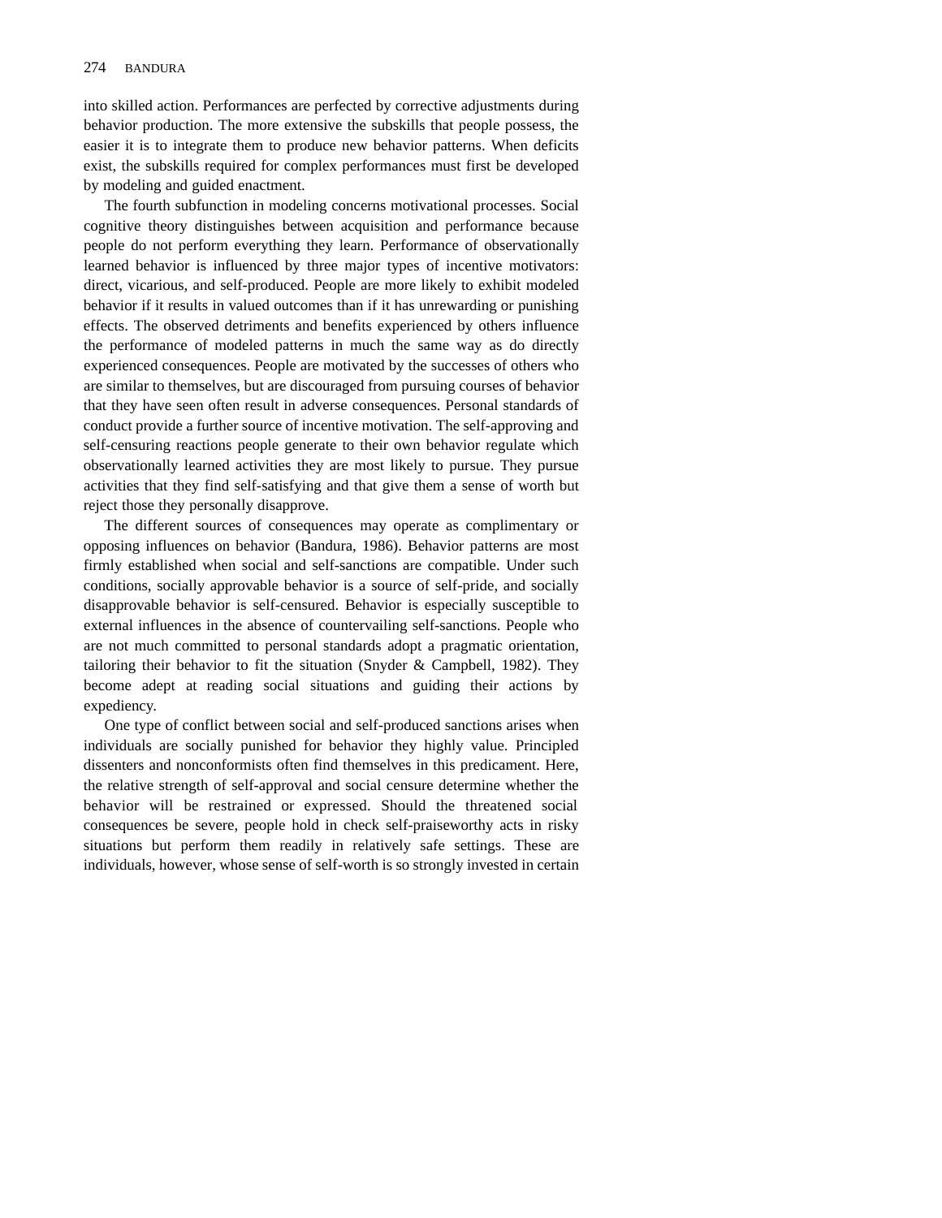into skilled action. Performances are perfected by corrective adjustments during behavior production. The more extensive the subskills that people possess, the easier it is to integrate them to produce new behavior patterns. When deficits exist, the subskills required for complex performances must first be developed by modeling and guided enactment.

The fourth subfunction in modeling concerns motivational processes. Social cognitive theory distinguishes between acquisition and performance because people do not perform everything they learn. Performance of observationally learned behavior is influenced by three major types of incentive motivators: direct, vicarious, and self-produced. People are more likely to exhibit modeled behavior if it results in valued outcomes than if it has unrewarding or punishing effects. The observed detriments and benefits experienced by others influence the performance of modeled patterns in much the same way as do directly experienced consequences. People are motivated by the successes of others who are similar to themselves, but are discouraged from pursuing courses of behavior that they have seen often result in adverse consequences. Personal standards of conduct provide a further source of incentive motivation. The self-approving and self-censuring reactions people generate to their own behavior regulate which observationally learned activities they are most likely to pursue. They pursue activities that they find self-satisfying and that give them a sense of worth but reject those they personally disapprove.

The different sources of consequences may operate as complimentary or opposing influences on behavior (Bandura, 1986). Behavior patterns are most firmly established when social and self-sanctions are compatible. Under such conditions, socially approvable behavior is a source of self-pride, and socially disapprovable behavior is self-censured. Behavior is especially susceptible to external influences in the absence of countervailing self-sanctions. People who are not much committed to personal standards adopt a pragmatic orientation, tailoring their behavior to fit the situation (Snyder & Campbell, 1982). They become adept at reading social situations and guiding their actions by expediency.

One type of conflict between social and self-produced sanctions arises when individuals are socially punished for behavior they highly value. Principled dissenters and nonconformists often find themselves in this predicament. Here, the relative strength of self-approval and social censure determine whether the behavior will be restrained or expressed. Should the threatened social consequences be severe, people hold in check self-praiseworthy acts in risky situations but perform them readily in relatively safe settings. These are individuals, however, whose sense of self-worth is so strongly invested in certain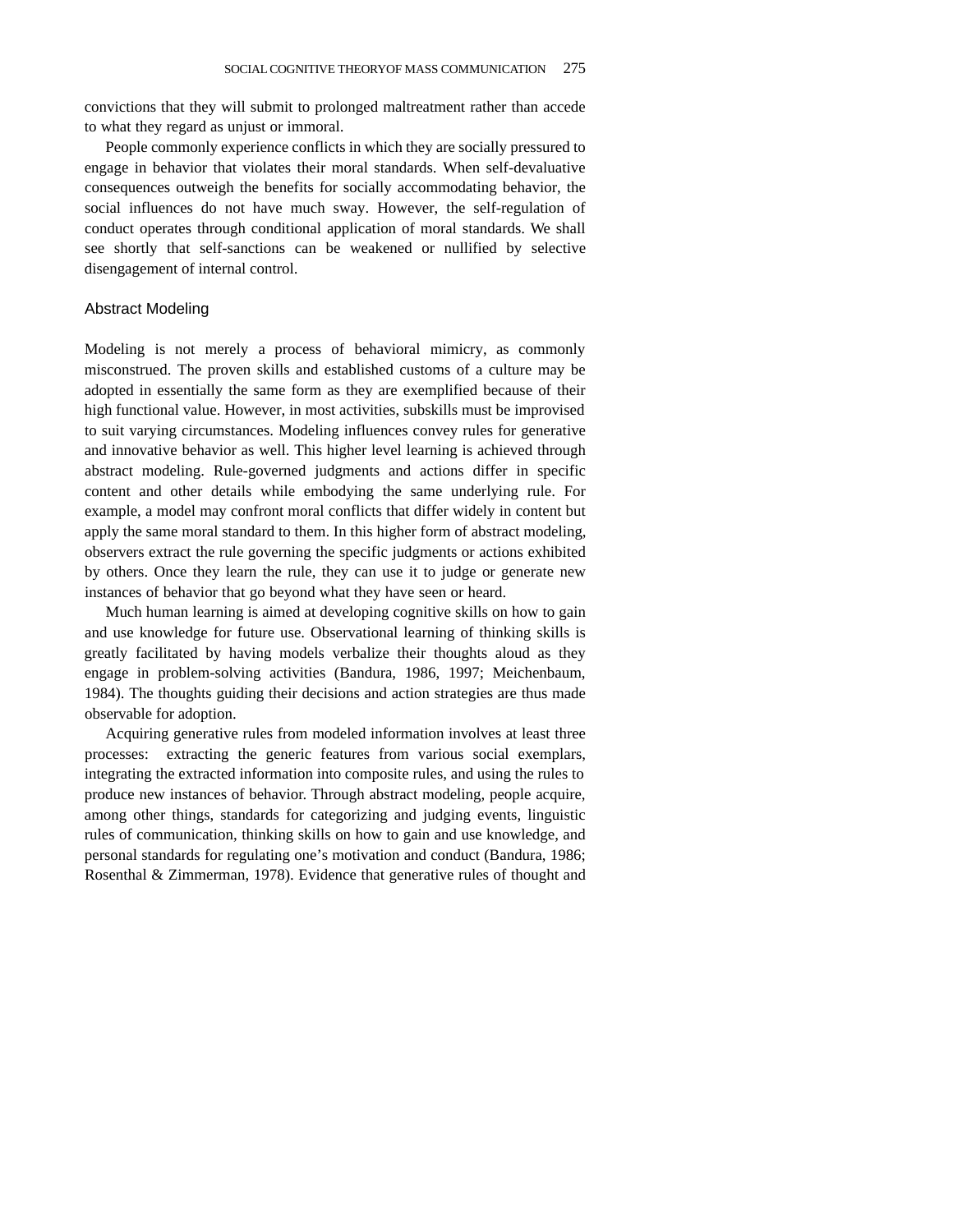convictions that they will submit to prolonged maltreatment rather than accede to what they regard as unjust or immoral.

People commonly experience conflicts in which they are socially pressured to engage in behavior that violates their moral standards. When self-devaluative consequences outweigh the benefits for socially accommodating behavior, the social influences do not have much sway. However, the self-regulation of conduct operates through conditional application of moral standards. We shall see shortly that self-sanctions can be weakened or nullified by selective disengagement of internal control.

## Abstract Modeling

Modeling is not merely a process of behavioral mimicry, as commonly misconstrued. The proven skills and established customs of a culture may be adopted in essentially the same form as they are exemplified because of their high functional value. However, in most activities, subskills must be improvised to suit varying circumstances. Modeling influences convey rules for generative and innovative behavior as well. This higher level learning is achieved through abstract modeling. Rule-governed judgments and actions differ in specific content and other details while embodying the same underlying rule. For example, a model may confront moral conflicts that differ widely in content but apply the same moral standard to them. In this higher form of abstract modeling, observers extract the rule governing the specific judgments or actions exhibited by others. Once they learn the rule, they can use it to judge or generate new instances of behavior that go beyond what they have seen or heard.

Much human learning is aimed at developing cognitive skills on how to gain and use knowledge for future use. Observational learning of thinking skills is greatly facilitated by having models verbalize their thoughts aloud as they engage in problem-solving activities (Bandura, 1986, 1997; Meichenbaum, 1984). The thoughts guiding their decisions and action strategies are thus made observable for adoption.

Acquiring generative rules from modeled information involves at least three processes: extracting the generic features from various social exemplars, integrating the extracted information into composite rules, and using the rules to produce new instances of behavior. Through abstract modeling, people acquire, among other things, standards for categorizing and judging events, linguistic rules of communication, thinking skills on how to gain and use knowledge, and personal standards for regulating one's motivation and conduct (Bandura, 1986; Rosenthal & Zimmerman, 1978). Evidence that generative rules of thought and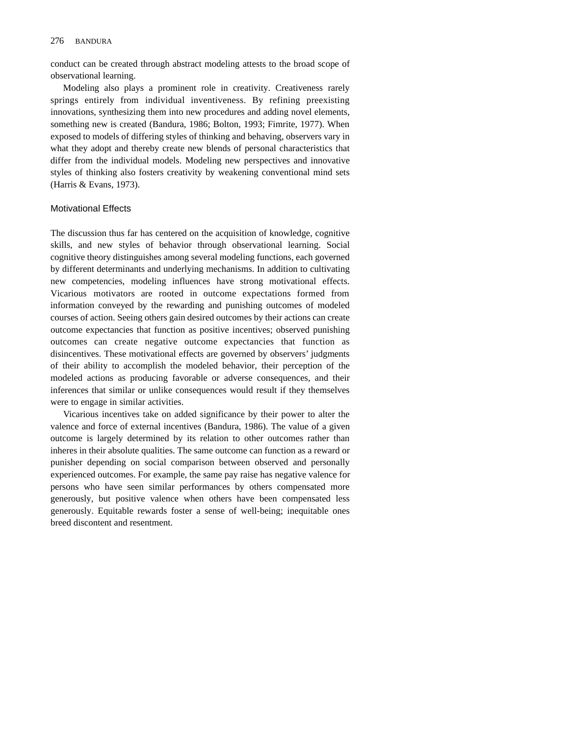conduct can be created through abstract modeling attests to the broad scope of observational learning.

Modeling also plays a prominent role in creativity. Creativeness rarely springs entirely from individual inventiveness. By refining preexisting innovations, synthesizing them into new procedures and adding novel elements, something new is created (Bandura, 1986; Bolton, 1993; Fimrite, 1977). When exposed to models of differing styles of thinking and behaving, observers vary in what they adopt and thereby create new blends of personal characteristics that differ from the individual models. Modeling new perspectives and innovative styles of thinking also fosters creativity by weakening conventional mind sets (Harris & Evans, 1973).

### Motivational Effects

The discussion thus far has centered on the acquisition of knowledge, cognitive skills, and new styles of behavior through observational learning. Social cognitive theory distinguishes among several modeling functions, each governed by different determinants and underlying mechanisms. In addition to cultivating new competencies, modeling influences have strong motivational effects. Vicarious motivators are rooted in outcome expectations formed from information conveyed by the rewarding and punishing outcomes of modeled courses of action. Seeing others gain desired outcomes by their actions can create outcome expectancies that function as positive incentives; observed punishing outcomes can create negative outcome expectancies that function as disincentives. These motivational effects are governed by observers' judgments of their ability to accomplish the modeled behavior, their perception of the modeled actions as producing favorable or adverse consequences, and their inferences that similar or unlike consequences would result if they themselves were to engage in similar activities.

Vicarious incentives take on added significance by their power to alter the valence and force of external incentives (Bandura, 1986). The value of a given outcome is largely determined by its relation to other outcomes rather than inheres in their absolute qualities. The same outcome can function as a reward or punisher depending on social comparison between observed and personally experienced outcomes. For example, the same pay raise has negative valence for persons who have seen similar performances by others compensated more generously, but positive valence when others have been compensated less generously. Equitable rewards foster a sense of well-being; inequitable ones breed discontent and resentment.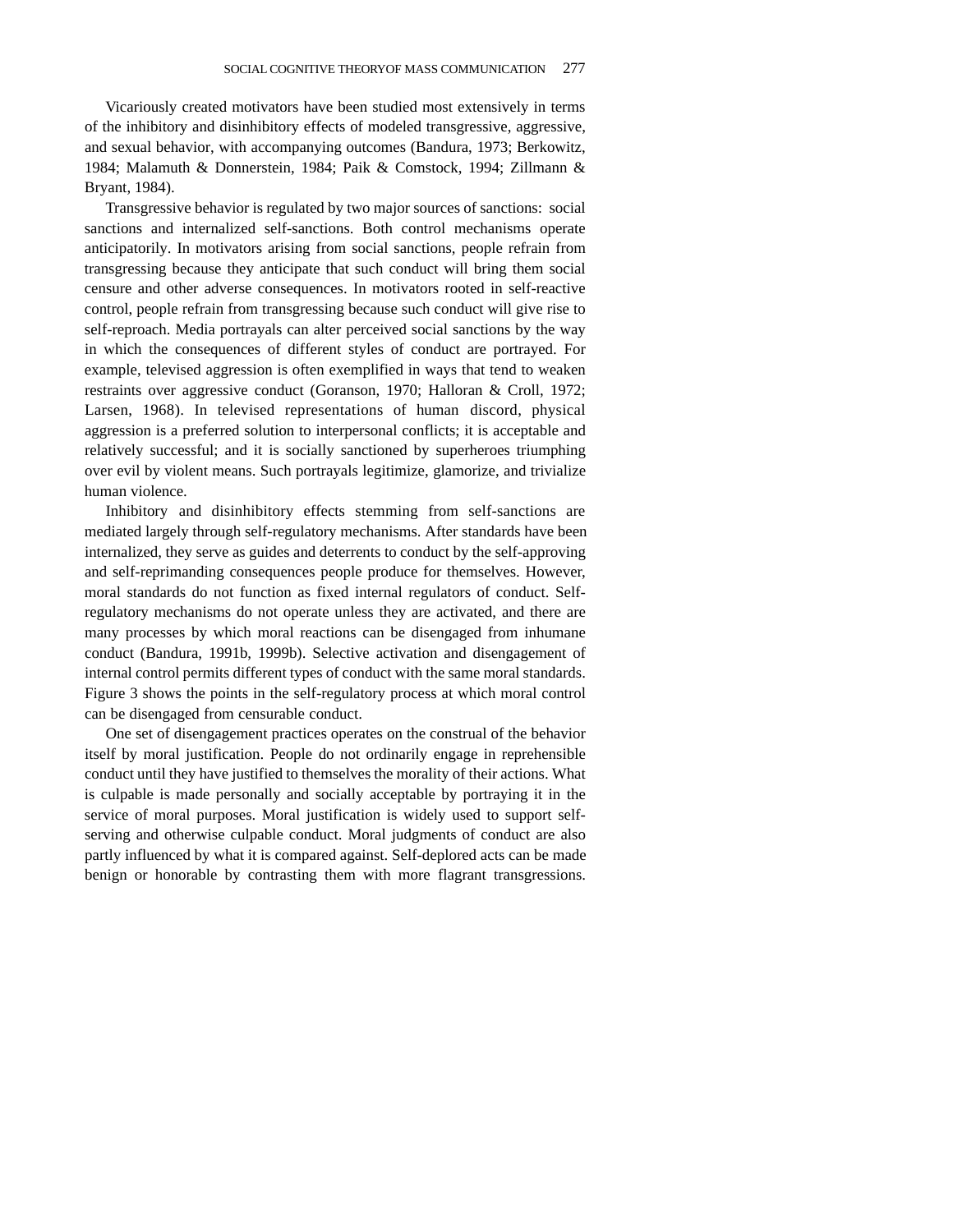Vicariously created motivators have been studied most extensively in terms of the inhibitory and disinhibitory effects of modeled transgressive, aggressive, and sexual behavior, with accompanying outcomes (Bandura, 1973; Berkowitz, 1984; Malamuth & Donnerstein, 1984; Paik & Comstock, 1994; Zillmann & Bryant, 1984).

Transgressive behavior is regulated by two major sources of sanctions: social sanctions and internalized self-sanctions. Both control mechanisms operate anticipatorily. In motivators arising from social sanctions, people refrain from transgressing because they anticipate that such conduct will bring them social censure and other adverse consequences. In motivators rooted in self-reactive control, people refrain from transgressing because such conduct will give rise to self-reproach. Media portrayals can alter perceived social sanctions by the way in which the consequences of different styles of conduct are portrayed. For example, televised aggression is often exemplified in ways that tend to weaken restraints over aggressive conduct (Goranson, 1970; Halloran & Croll, 1972; Larsen, 1968). In televised representations of human discord, physical aggression is a preferred solution to interpersonal conflicts; it is acceptable and relatively successful; and it is socially sanctioned by superheroes triumphing over evil by violent means. Such portrayals legitimize, glamorize, and trivialize human violence.

Inhibitory and disinhibitory effects stemming from self-sanctions are mediated largely through self-regulatory mechanisms. After standards have been internalized, they serve as guides and deterrents to conduct by the self-approving and self-reprimanding consequences people produce for themselves. However, moral standards do not function as fixed internal regulators of conduct. Self-regulatory mechanisms do not operate unless they are activated, and there are many processes by which moral reactions can be disengaged from inhumane conduct (Bandura, 1991b, 1999b). Selective activation and disengagement of internal control permits different types of conduct with the same moral standards. Figure 3 shows the points in the self-regulatory process at which moral control can be disengaged from censurable conduct.

One set of disengagement practices operates on the construal of the behavior itself by moral justification. People do not ordinarily engage in reprehensible conduct until they have justified to themselves the morality of their actions. What is culpable is made personally and socially acceptable by portraying it in the service of moral purposes. Moral justification is widely used to support self-serving and otherwise culpable conduct. Moral judgments of conduct are also partly influenced by what it is compared against. Self-deplored acts can be made benign or honorable by contrasting them with more flagrant transgressions.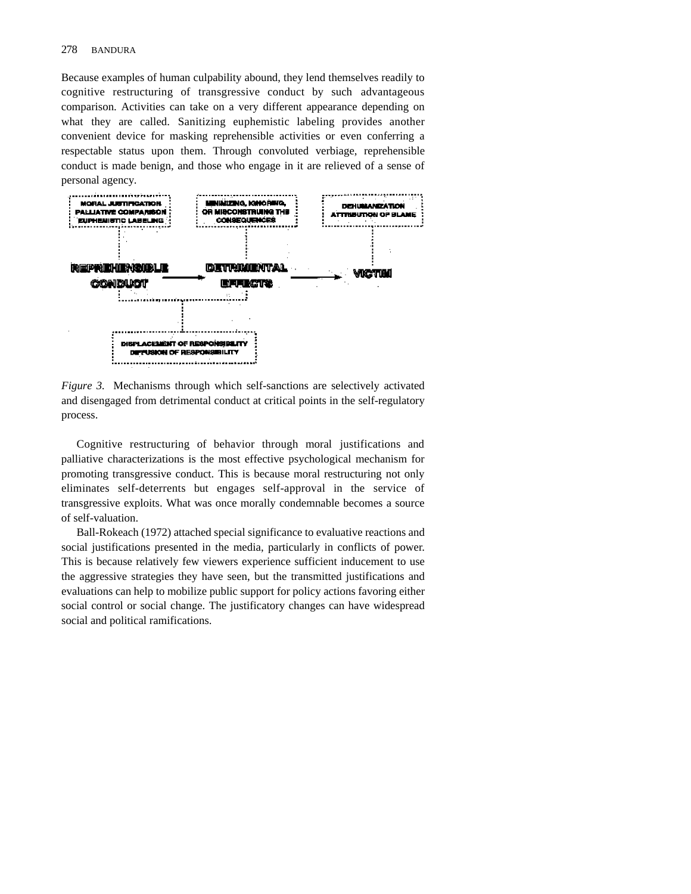Because examples of human culpability abound, they lend themselves readily to cognitive restructuring of transgressive conduct by such advantageous comparison. Activities can take on a very different appearance depending on what they are called. Sanitizing euphemistic labeling provides another convenient device for masking reprehensible activities or even conferring a respectable status upon them. Through convoluted verbiage, reprehensible conduct is made benign, and those who engage in it are relieved of a sense of personal agency.

MORAL JUSTIFICATION
PALLIATIVE COMPARISON
EUPHEMISTIC LABELING

MINIMIZING, IGNORING, OR MISCONSTRUING THE CONSEQUENCES

DEHUMANIZATION
ATTRIBUTION OF BLAME

REPREHENSIBLE CONDUCT → DETRIMENTAL EFFECTS → VICTIM

DISPLACEMENT OF RESPONSIBILITY
DIFFUSION OF RESPONSIBILITY

*Figure 3.* Mechanisms through which self-sanctions are selectively activated and disengaged from detrimental conduct at critical points in the self-regulatory process.

Cognitive restructuring of behavior through moral justifications and palliative characterizations is the most effective psychological mechanism for promoting transgressive conduct. This is because moral restructuring not only eliminates self-deterrents but engages self-approval in the service of transgressive exploits. What was once morally condemnable becomes a source of self-valuation.

Ball-Rokeach (1972) attached special significance to evaluative reactions and social justifications presented in the media, particularly in conflicts of power. This is because relatively few viewers experience sufficient inducement to use the aggressive strategies they have seen, but the transmitted justifications and evaluations can help to mobilize public support for policy actions favoring either social control or social change. The justificatory changes can have widespread social and political ramifications.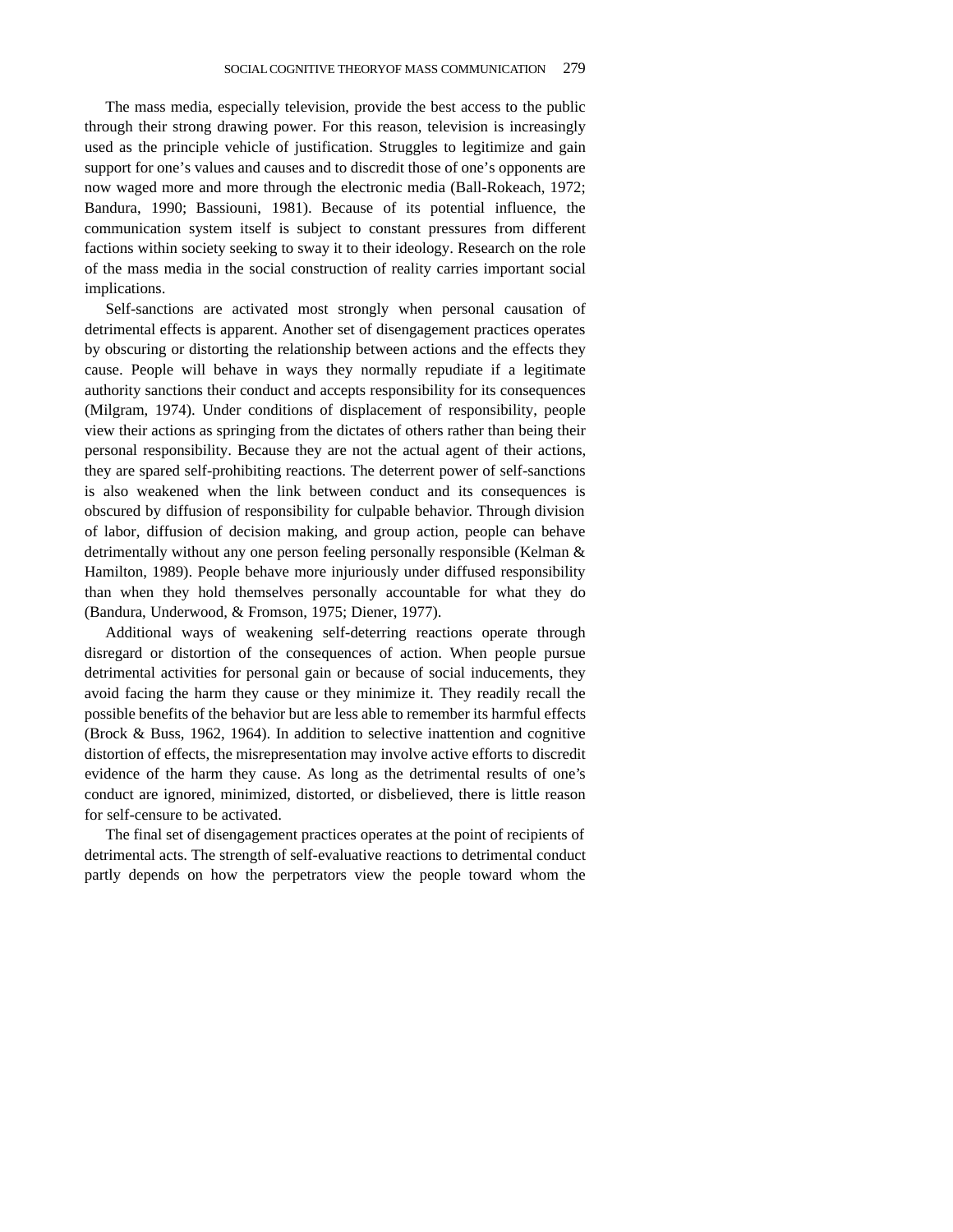The mass media, especially television, provide the best access to the public through their strong drawing power. For this reason, television is increasingly used as the principle vehicle of justification. Struggles to legitimize and gain support for one's values and causes and to discredit those of one's opponents are now waged more and more through the electronic media (Ball-Rokeach, 1972; Bandura, 1990; Bassiouni, 1981). Because of its potential influence, the communication system itself is subject to constant pressures from different factions within society seeking to sway it to their ideology. Research on the role of the mass media in the social construction of reality carries important social implications.

Self-sanctions are activated most strongly when personal causation of detrimental effects is apparent. Another set of disengagement practices operates by obscuring or distorting the relationship between actions and the effects they cause. People will behave in ways they normally repudiate if a legitimate authority sanctions their conduct and accepts responsibility for its consequences (Milgram, 1974). Under conditions of displacement of responsibility, people view their actions as springing from the dictates of others rather than being their personal responsibility. Because they are not the actual agent of their actions, they are spared self-prohibiting reactions. The deterrent power of self-sanctions is also weakened when the link between conduct and its consequences is obscured by diffusion of responsibility for culpable behavior. Through division of labor, diffusion of decision making, and group action, people can behave detrimentally without any one person feeling personally responsible (Kelman & Hamilton, 1989). People behave more injuriously under diffused responsibility than when they hold themselves personally accountable for what they do (Bandura, Underwood, & Fromson, 1975; Diener, 1977).

Additional ways of weakening self-deterring reactions operate through disregard or distortion of the consequences of action. When people pursue detrimental activities for personal gain or because of social inducements, they avoid facing the harm they cause or they minimize it. They readily recall the possible benefits of the behavior but are less able to remember its harmful effects (Brock & Buss, 1962, 1964). In addition to selective inattention and cognitive distortion of effects, the misrepresentation may involve active efforts to discredit evidence of the harm they cause. As long as the detrimental results of one's conduct are ignored, minimized, distorted, or disbelieved, there is little reason for self-censure to be activated.

The final set of disengagement practices operates at the point of recipients of detrimental acts. The strength of self-evaluative reactions to detrimental conduct partly depends on how the perpetrators view the people toward whom the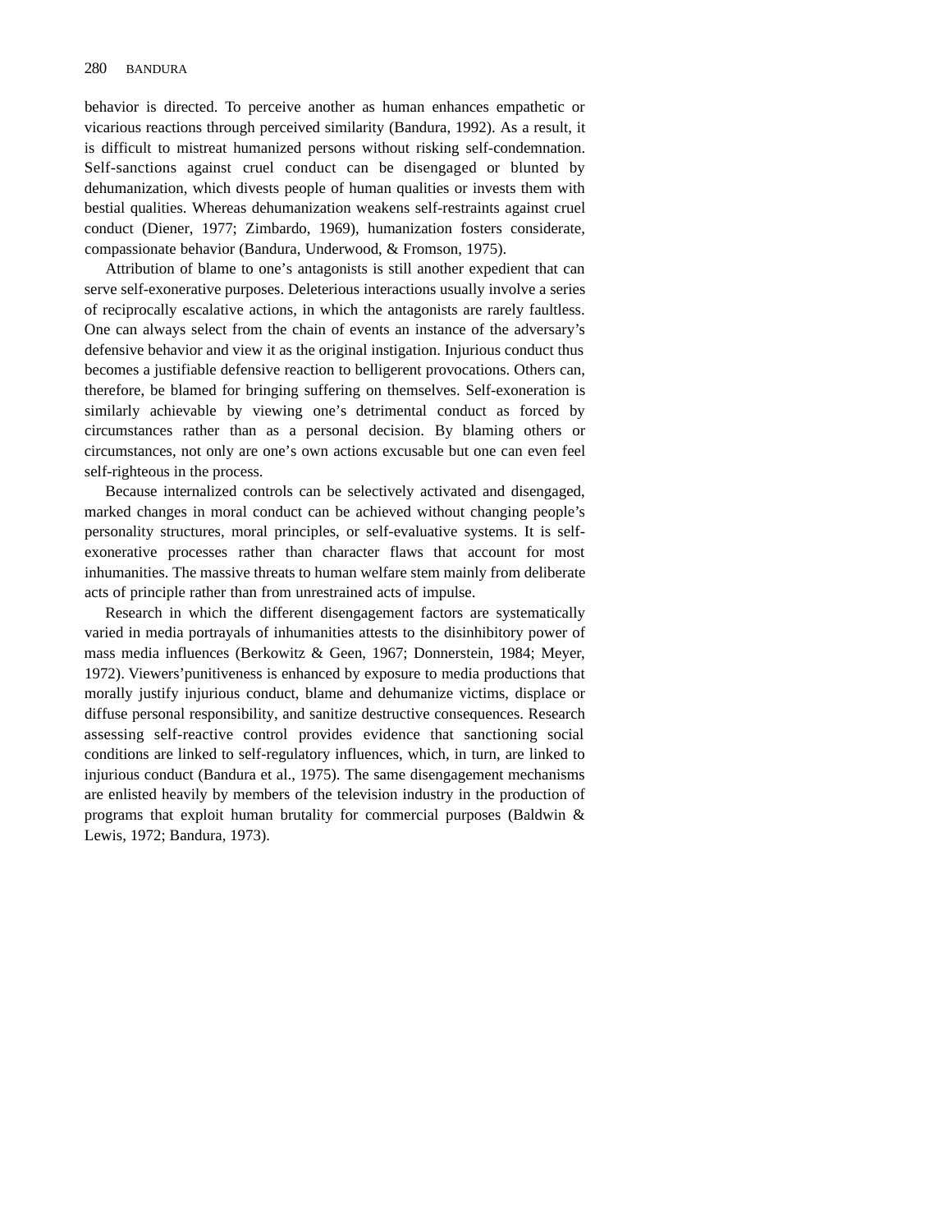behavior is directed. To perceive another as human enhances empathetic or vicarious reactions through perceived similarity (Bandura, 1992). As a result, it is difficult to mistreat humanized persons without risking self-condemnation. Self-sanctions against cruel conduct can be disengaged or blunted by dehumanization, which divests people of human qualities or invests them with bestial qualities. Whereas dehumanization weakens self-restraints against cruel conduct (Diener, 1977; Zimbardo, 1969), humanization fosters considerate, compassionate behavior (Bandura, Underwood, & Fromson, 1975).

Attribution of blame to one's antagonists is still another expedient that can serve self-exonerative purposes. Deleterious interactions usually involve a series of reciprocally escalative actions, in which the antagonists are rarely faultless. One can always select from the chain of events an instance of the adversary's defensive behavior and view it as the original instigation. Injurious conduct thus becomes a justifiable defensive reaction to belligerent provocations. Others can, therefore, be blamed for bringing suffering on themselves. Self-exoneration is similarly achievable by viewing one's detrimental conduct as forced by circumstances rather than as a personal decision. By blaming others or circumstances, not only are one's own actions excusable but one can even feel self-righteous in the process.

Because internalized controls can be selectively activated and disengaged, marked changes in moral conduct can be achieved without changing people's personality structures, moral principles, or self-evaluative systems. It is self-exonerative processes rather than character flaws that account for most inhumanities. The massive threats to human welfare stem mainly from deliberate acts of principle rather than from unrestrained acts of impulse.

Research in which the different disengagement factors are systematically varied in media portrayals of inhumanities attests to the disinhibitory power of mass media influences (Berkowitz & Geen, 1967; Donnerstein, 1984; Meyer, 1972). Viewers'punitiveness is enhanced by exposure to media productions that morally justify injurious conduct, blame and dehumanize victims, displace or diffuse personal responsibility, and sanitize destructive consequences. Research assessing self-reactive control provides evidence that sanctioning social conditions are linked to self-regulatory influences, which, in turn, are linked to injurious conduct (Bandura et al., 1975). The same disengagement mechanisms are enlisted heavily by members of the television industry in the production of programs that exploit human brutality for commercial purposes (Baldwin & Lewis, 1972; Bandura, 1973).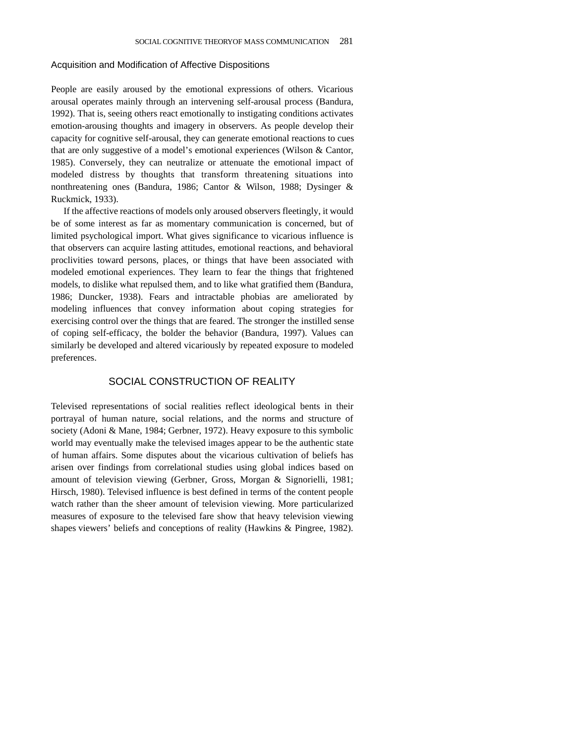### Acquisition and Modification of Affective Dispositions

People are easily aroused by the emotional expressions of others. Vicarious arousal operates mainly through an intervening self-arousal process (Bandura, 1992). That is, seeing others react emotionally to instigating conditions activates emotion-arousing thoughts and imagery in observers. As people develop their capacity for cognitive self-arousal, they can generate emotional reactions to cues that are only suggestive of a model's emotional experiences (Wilson & Cantor, 1985). Conversely, they can neutralize or attenuate the emotional impact of modeled distress by thoughts that transform threatening situations into nonthreatening ones (Bandura, 1986; Cantor & Wilson, 1988; Dysinger & Ruckmick, 1933).

If the affective reactions of models only aroused observers fleetingly, it would be of some interest as far as momentary communication is concerned, but of limited psychological import. What gives significance to vicarious influence is that observers can acquire lasting attitudes, emotional reactions, and behavioral proclivities toward persons, places, or things that have been associated with modeled emotional experiences. They learn to fear the things that frightened models, to dislike what repulsed them, and to like what gratified them (Bandura, 1986; Duncker, 1938). Fears and intractable phobias are ameliorated by modeling influences that convey information about coping strategies for exercising control over the things that are feared. The stronger the instilled sense of coping self-efficacy, the bolder the behavior (Bandura, 1997). Values can similarly be developed and altered vicariously by repeated exposure to modeled preferences.

## SOCIAL CONSTRUCTION OF REALITY

Televised representations of social realities reflect ideological bents in their portrayal of human nature, social relations, and the norms and structure of society (Adoni & Mane, 1984; Gerbner, 1972). Heavy exposure to this symbolic world may eventually make the televised images appear to be the authentic state of human affairs. Some disputes about the vicarious cultivation of beliefs has arisen over findings from correlational studies using global indices based on amount of television viewing (Gerbner, Gross, Morgan & Signorielli, 1981; Hirsch, 1980). Televised influence is best defined in terms of the content people watch rather than the sheer amount of television viewing. More particularized measures of exposure to the televised fare show that heavy television viewing shapes viewers' beliefs and conceptions of reality (Hawkins & Pingree, 1982).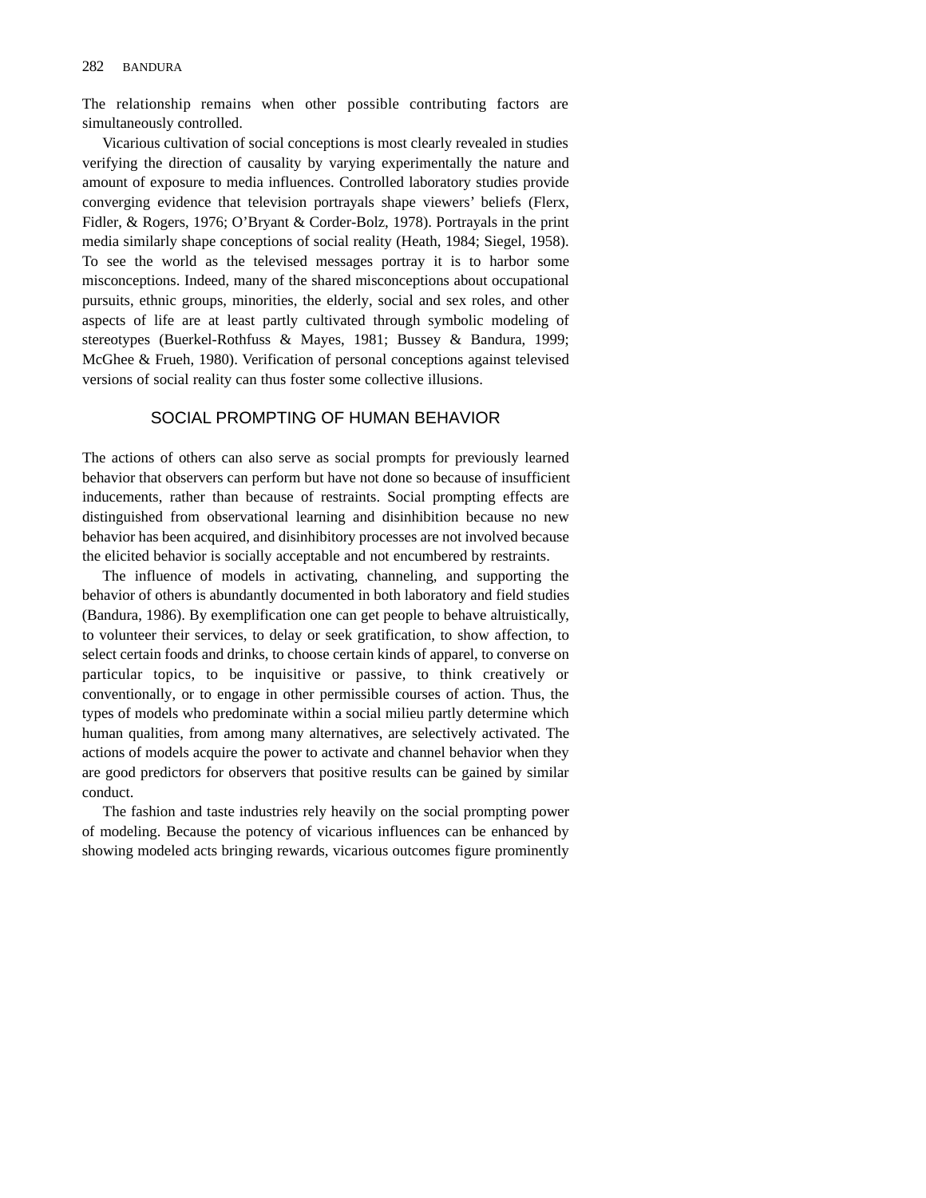The relationship remains when other possible contributing factors are simultaneously controlled.

Vicarious cultivation of social conceptions is most clearly revealed in studies verifying the direction of causality by varying experimentally the nature and amount of exposure to media influences. Controlled laboratory studies provide converging evidence that television portrayals shape viewers' beliefs (Flerx, Fidler, & Rogers, 1976; O'Bryant & Corder-Bolz, 1978). Portrayals in the print media similarly shape conceptions of social reality (Heath, 1984; Siegel, 1958). To see the world as the televised messages portray it is to harbor some misconceptions. Indeed, many of the shared misconceptions about occupational pursuits, ethnic groups, minorities, the elderly, social and sex roles, and other aspects of life are at least partly cultivated through symbolic modeling of stereotypes (Buerkel-Rothfuss & Mayes, 1981; Bussey & Bandura, 1999; McGhee & Frueh, 1980). Verification of personal conceptions against televised versions of social reality can thus foster some collective illusions.

## SOCIAL PROMPTING OF HUMAN BEHAVIOR

The actions of others can also serve as social prompts for previously learned behavior that observers can perform but have not done so because of insufficient inducements, rather than because of restraints. Social prompting effects are distinguished from observational learning and disinhibition because no new behavior has been acquired, and disinhibitory processes are not involved because the elicited behavior is socially acceptable and not encumbered by restraints.

The influence of models in activating, channeling, and supporting the behavior of others is abundantly documented in both laboratory and field studies (Bandura, 1986). By exemplification one can get people to behave altruistically, to volunteer their services, to delay or seek gratification, to show affection, to select certain foods and drinks, to choose certain kinds of apparel, to converse on particular topics, to be inquisitive or passive, to think creatively or conventionally, or to engage in other permissible courses of action. Thus, the types of models who predominate within a social milieu partly determine which human qualities, from among many alternatives, are selectively activated. The actions of models acquire the power to activate and channel behavior when they are good predictors for observers that positive results can be gained by similar conduct.

The fashion and taste industries rely heavily on the social prompting power of modeling. Because the potency of vicarious influences can be enhanced by showing modeled acts bringing rewards, vicarious outcomes figure prominently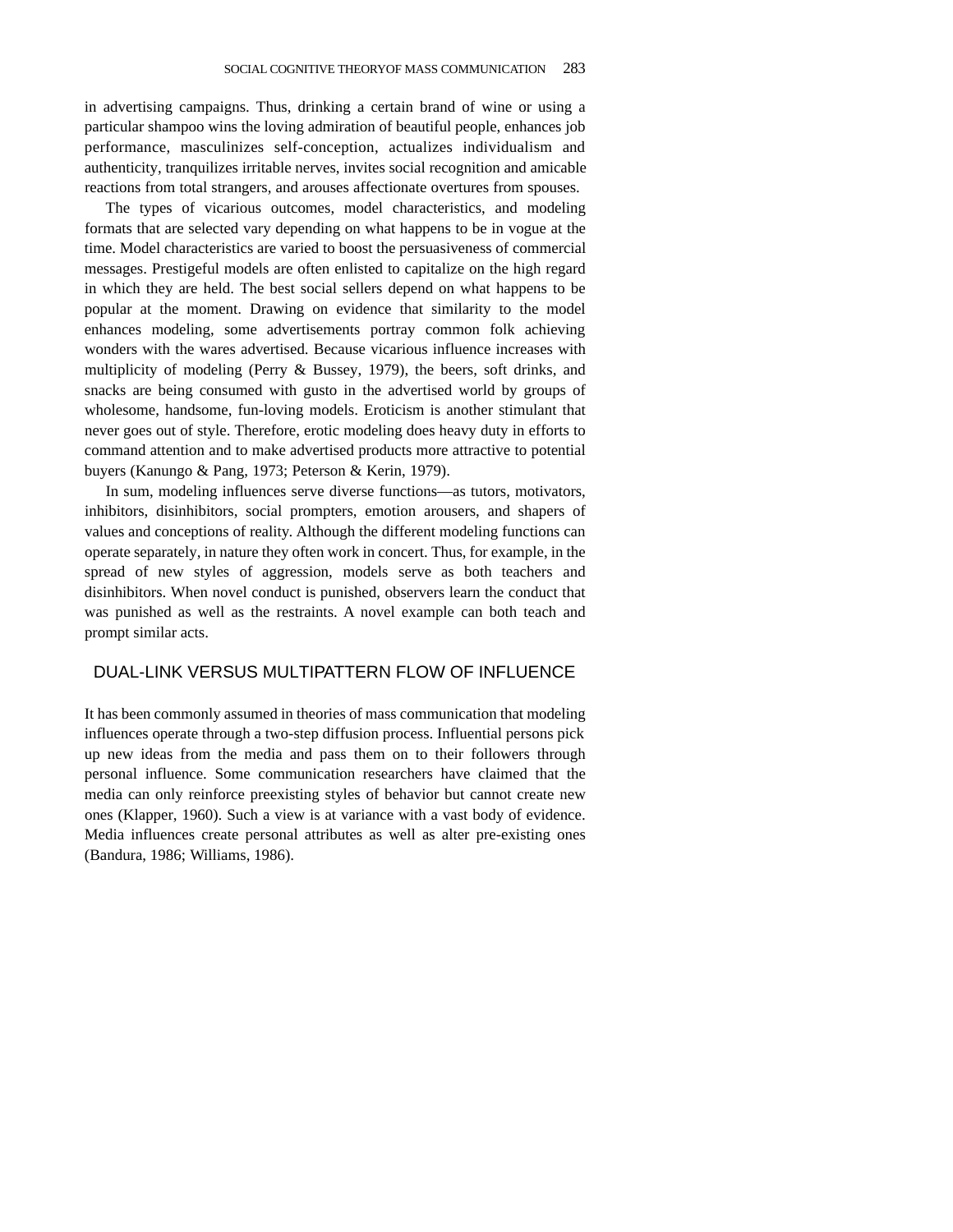in advertising campaigns. Thus, drinking a certain brand of wine or using a particular shampoo wins the loving admiration of beautiful people, enhances job performance, masculinizes self-conception, actualizes individualism and authenticity, tranquilizes irritable nerves, invites social recognition and amicable reactions from total strangers, and arouses affectionate overtures from spouses.

The types of vicarious outcomes, model characteristics, and modeling formats that are selected vary depending on what happens to be in vogue at the time. Model characteristics are varied to boost the persuasiveness of commercial messages. Prestigeful models are often enlisted to capitalize on the high regard in which they are held. The best social sellers depend on what happens to be popular at the moment. Drawing on evidence that similarity to the model enhances modeling, some advertisements portray common folk achieving wonders with the wares advertised. Because vicarious influence increases with multiplicity of modeling (Perry & Bussey, 1979), the beers, soft drinks, and snacks are being consumed with gusto in the advertised world by groups of wholesome, handsome, fun-loving models. Eroticism is another stimulant that never goes out of style. Therefore, erotic modeling does heavy duty in efforts to command attention and to make advertised products more attractive to potential buyers (Kanungo & Pang, 1973; Peterson & Kerin, 1979).

In sum, modeling influences serve diverse functions—as tutors, motivators, inhibitors, disinhibitors, social prompters, emotion arousers, and shapers of values and conceptions of reality. Although the different modeling functions can operate separately, in nature they often work in concert. Thus, for example, in the spread of new styles of aggression, models serve as both teachers and disinhibitors. When novel conduct is punished, observers learn the conduct that was punished as well as the restraints. A novel example can both teach and prompt similar acts.

## DUAL-LINK VERSUS MULTIPATTERN FLOW OF INFLUENCE

It has been commonly assumed in theories of mass communication that modeling influences operate through a two-step diffusion process. Influential persons pick up new ideas from the media and pass them on to their followers through personal influence. Some communication researchers have claimed that the media can only reinforce preexisting styles of behavior but cannot create new ones (Klapper, 1960). Such a view is at variance with a vast body of evidence. Media influences create personal attributes as well as alter pre-existing ones (Bandura, 1986; Williams, 1986).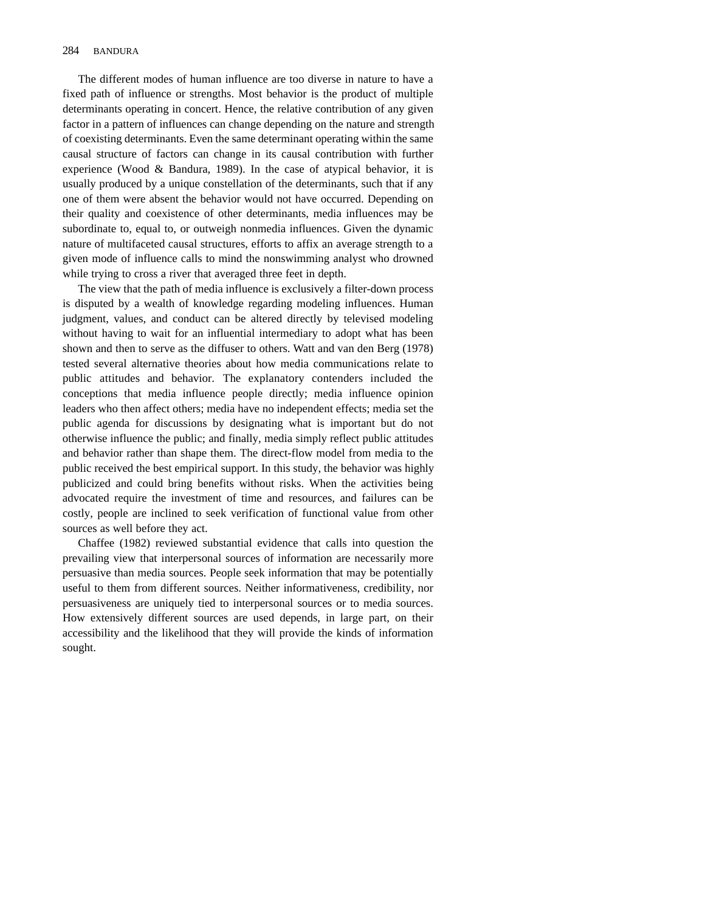The different modes of human influence are too diverse in nature to have a fixed path of influence or strengths. Most behavior is the product of multiple determinants operating in concert. Hence, the relative contribution of any given factor in a pattern of influences can change depending on the nature and strength of coexisting determinants. Even the same determinant operating within the same causal structure of factors can change in its causal contribution with further experience (Wood & Bandura, 1989). In the case of atypical behavior, it is usually produced by a unique constellation of the determinants, such that if any one of them were absent the behavior would not have occurred. Depending on their quality and coexistence of other determinants, media influences may be subordinate to, equal to, or outweigh nonmedia influences. Given the dynamic nature of multifaceted causal structures, efforts to affix an average strength to a given mode of influence calls to mind the nonswimming analyst who drowned while trying to cross a river that averaged three feet in depth.

The view that the path of media influence is exclusively a filter-down process is disputed by a wealth of knowledge regarding modeling influences. Human judgment, values, and conduct can be altered directly by televised modeling without having to wait for an influential intermediary to adopt what has been shown and then to serve as the diffuser to others. Watt and van den Berg (1978) tested several alternative theories about how media communications relate to public attitudes and behavior. The explanatory contenders included the conceptions that media influence people directly; media influence opinion leaders who then affect others; media have no independent effects; media set the public agenda for discussions by designating what is important but do not otherwise influence the public; and finally, media simply reflect public attitudes and behavior rather than shape them. The direct-flow model from media to the public received the best empirical support. In this study, the behavior was highly publicized and could bring benefits without risks. When the activities being advocated require the investment of time and resources, and failures can be costly, people are inclined to seek verification of functional value from other sources as well before they act.

Chaffee (1982) reviewed substantial evidence that calls into question the prevailing view that interpersonal sources of information are necessarily more persuasive than media sources. People seek information that may be potentially useful to them from different sources. Neither informativeness, credibility, nor persuasiveness are uniquely tied to interpersonal sources or to media sources. How extensively different sources are used depends, in large part, on their accessibility and the likelihood that they will provide the kinds of information sought.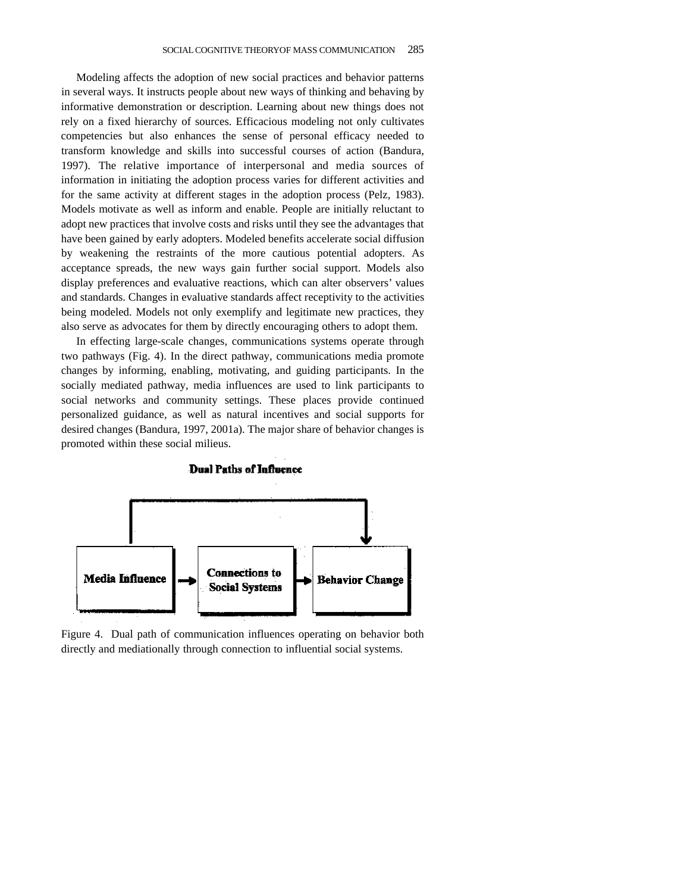Modeling affects the adoption of new social practices and behavior patterns in several ways. It instructs people about new ways of thinking and behaving by informative demonstration or description. Learning about new things does not rely on a fixed hierarchy of sources. Efficacious modeling not only cultivates competencies but also enhances the sense of personal efficacy needed to transform knowledge and skills into successful courses of action (Bandura, 1997). The relative importance of interpersonal and media sources of information in initiating the adoption process varies for different activities and for the same activity at different stages in the adoption process (Pelz, 1983). Models motivate as well as inform and enable. People are initially reluctant to adopt new practices that involve costs and risks until they see the advantages that have been gained by early adopters. Modeled benefits accelerate social diffusion by weakening the restraints of the more cautious potential adopters. As acceptance spreads, the new ways gain further social support. Models also display preferences and evaluative reactions, which can alter observers' values and standards. Changes in evaluative standards affect receptivity to the activities being modeled. Models not only exemplify and legitimate new practices, they also serve as advocates for them by directly encouraging others to adopt them.

In effecting large-scale changes, communications systems operate through two pathways (Fig. 4). In the direct pathway, communications media promote changes by informing, enabling, motivating, and guiding participants. In the socially mediated pathway, media influences are used to link participants to social networks and community settings. These places provide continued personalized guidance, as well as natural incentives and social supports for desired changes (Bandura, 1997, 2001a). The major share of behavior changes is promoted within these social milieus.

**Dual Paths of Influence**

Media Influence → Connections to Social Systems → Behavior Change

Figure 4. Dual path of communication influences operating on behavior both directly and mediationally through connection to influential social systems.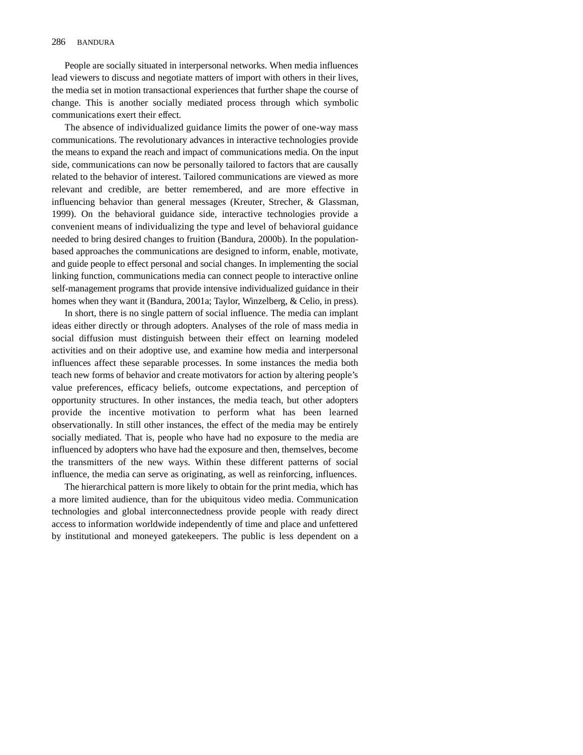People are socially situated in interpersonal networks. When media influences lead viewers to discuss and negotiate matters of import with others in their lives, the media set in motion transactional experiences that further shape the course of change. This is another socially mediated process through which symbolic communications exert their effect.

The absence of individualized guidance limits the power of one-way mass communications. The revolutionary advances in interactive technologies provide the means to expand the reach and impact of communications media. On the input side, communications can now be personally tailored to factors that are causally related to the behavior of interest. Tailored communications are viewed as more relevant and credible, are better remembered, and are more effective in influencing behavior than general messages (Kreuter, Strecher, & Glassman, 1999). On the behavioral guidance side, interactive technologies provide a convenient means of individualizing the type and level of behavioral guidance needed to bring desired changes to fruition (Bandura, 2000b). In the population-based approaches the communications are designed to inform, enable, motivate, and guide people to effect personal and social changes. In implementing the social linking function, communications media can connect people to interactive online self-management programs that provide intensive individualized guidance in their homes when they want it (Bandura, 2001a; Taylor, Winzelberg, & Celio, in press).

In short, there is no single pattern of social influence. The media can implant ideas either directly or through adopters. Analyses of the role of mass media in social diffusion must distinguish between their effect on learning modeled activities and on their adoptive use, and examine how media and interpersonal influences affect these separable processes. In some instances the media both teach new forms of behavior and create motivators for action by altering people's value preferences, efficacy beliefs, outcome expectations, and perception of opportunity structures. In other instances, the media teach, but other adopters provide the incentive motivation to perform what has been learned observationally. In still other instances, the effect of the media may be entirely socially mediated. That is, people who have had no exposure to the media are influenced by adopters who have had the exposure and then, themselves, become the transmitters of the new ways. Within these different patterns of social influence, the media can serve as originating, as well as reinforcing, influences.

The hierarchical pattern is more likely to obtain for the print media, which has a more limited audience, than for the ubiquitous video media. Communication technologies and global interconnectedness provide people with ready direct access to information worldwide independently of time and place and unfettered by institutional and moneyed gatekeepers. The public is less dependent on a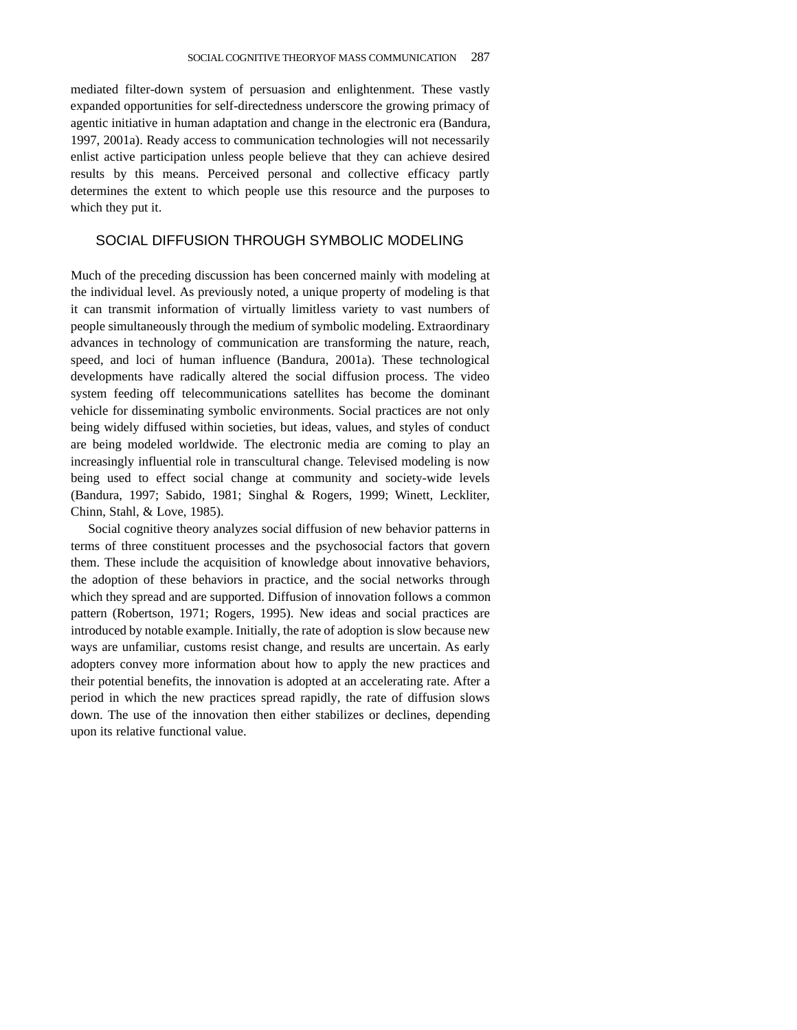mediated filter-down system of persuasion and enlightenment. These vastly expanded opportunities for self-directedness underscore the growing primacy of agentic initiative in human adaptation and change in the electronic era (Bandura, 1997, 2001a). Ready access to communication technologies will not necessarily enlist active participation unless people believe that they can achieve desired results by this means. Perceived personal and collective efficacy partly determines the extent to which people use this resource and the purposes to which they put it.

## SOCIAL DIFFUSION THROUGH SYMBOLIC MODELING

Much of the preceding discussion has been concerned mainly with modeling at the individual level. As previously noted, a unique property of modeling is that it can transmit information of virtually limitless variety to vast numbers of people simultaneously through the medium of symbolic modeling. Extraordinary advances in technology of communication are transforming the nature, reach, speed, and loci of human influence (Bandura, 2001a). These technological developments have radically altered the social diffusion process. The video system feeding off telecommunications satellites has become the dominant vehicle for disseminating symbolic environments. Social practices are not only being widely diffused within societies, but ideas, values, and styles of conduct are being modeled worldwide. The electronic media are coming to play an increasingly influential role in transcultural change. Televised modeling is now being used to effect social change at community and society-wide levels (Bandura, 1997; Sabido, 1981; Singhal & Rogers, 1999; Winett, Leckliter, Chinn, Stahl, & Love, 1985).

Social cognitive theory analyzes social diffusion of new behavior patterns in terms of three constituent processes and the psychosocial factors that govern them. These include the acquisition of knowledge about innovative behaviors, the adoption of these behaviors in practice, and the social networks through which they spread and are supported. Diffusion of innovation follows a common pattern (Robertson, 1971; Rogers, 1995). New ideas and social practices are introduced by notable example. Initially, the rate of adoption is slow because new ways are unfamiliar, customs resist change, and results are uncertain. As early adopters convey more information about how to apply the new practices and their potential benefits, the innovation is adopted at an accelerating rate. After a period in which the new practices spread rapidly, the rate of diffusion slows down. The use of the innovation then either stabilizes or declines, depending upon its relative functional value.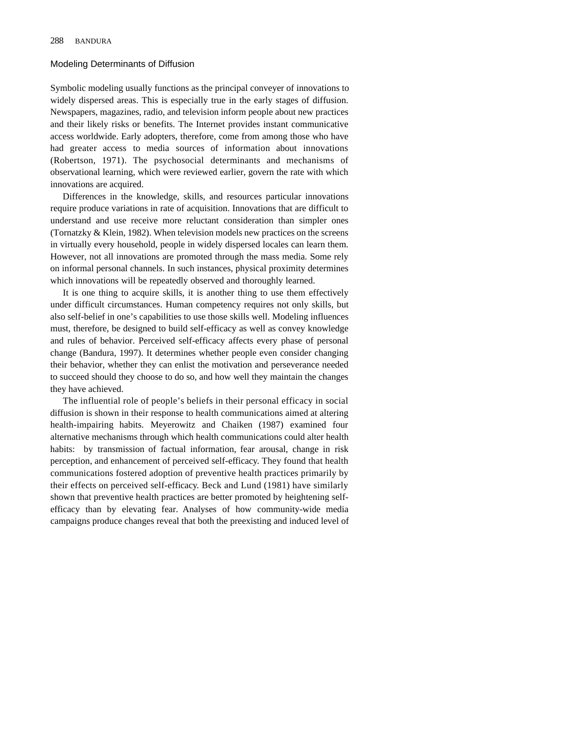## Modeling Determinants of Diffusion

Symbolic modeling usually functions as the principal conveyer of innovations to widely dispersed areas. This is especially true in the early stages of diffusion. Newspapers, magazines, radio, and television inform people about new practices and their likely risks or benefits. The Internet provides instant communicative access worldwide. Early adopters, therefore, come from among those who have had greater access to media sources of information about innovations (Robertson, 1971). The psychosocial determinants and mechanisms of observational learning, which were reviewed earlier, govern the rate with which innovations are acquired.

Differences in the knowledge, skills, and resources particular innovations require produce variations in rate of acquisition. Innovations that are difficult to understand and use receive more reluctant consideration than simpler ones (Tornatzky & Klein, 1982). When television models new practices on the screens in virtually every household, people in widely dispersed locales can learn them. However, not all innovations are promoted through the mass media. Some rely on informal personal channels. In such instances, physical proximity determines which innovations will be repeatedly observed and thoroughly learned.

It is one thing to acquire skills, it is another thing to use them effectively under difficult circumstances. Human competency requires not only skills, but also self-belief in one's capabilities to use those skills well. Modeling influences must, therefore, be designed to build self-efficacy as well as convey knowledge and rules of behavior. Perceived self-efficacy affects every phase of personal change (Bandura, 1997). It determines whether people even consider changing their behavior, whether they can enlist the motivation and perseverance needed to succeed should they choose to do so, and how well they maintain the changes they have achieved.

The influential role of people's beliefs in their personal efficacy in social diffusion is shown in their response to health communications aimed at altering health-impairing habits. Meyerowitz and Chaiken (1987) examined four alternative mechanisms through which health communications could alter health habits: by transmission of factual information, fear arousal, change in risk perception, and enhancement of perceived self-efficacy. They found that health communications fostered adoption of preventive health practices primarily by their effects on perceived self-efficacy. Beck and Lund (1981) have similarly shown that preventive health practices are better promoted by heightening self-efficacy than by elevating fear. Analyses of how community-wide media campaigns produce changes reveal that both the preexisting and induced level of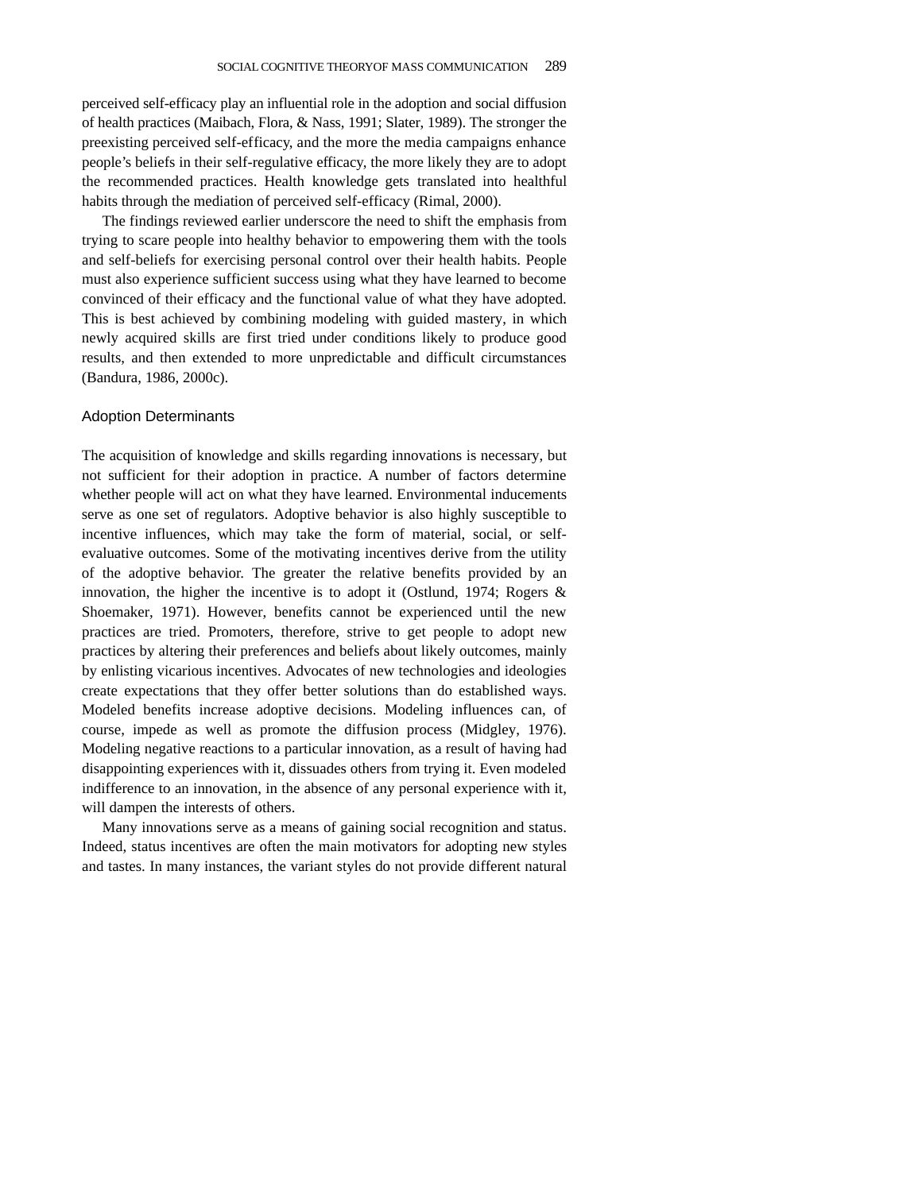perceived self-efficacy play an influential role in the adoption and social diffusion of health practices (Maibach, Flora, & Nass, 1991; Slater, 1989). The stronger the preexisting perceived self-efficacy, and the more the media campaigns enhance people's beliefs in their self-regulative efficacy, the more likely they are to adopt the recommended practices. Health knowledge gets translated into healthful habits through the mediation of perceived self-efficacy (Rimal, 2000).

The findings reviewed earlier underscore the need to shift the emphasis from trying to scare people into healthy behavior to empowering them with the tools and self-beliefs for exercising personal control over their health habits. People must also experience sufficient success using what they have learned to become convinced of their efficacy and the functional value of what they have adopted. This is best achieved by combining modeling with guided mastery, in which newly acquired skills are first tried under conditions likely to produce good results, and then extended to more unpredictable and difficult circumstances (Bandura, 1986, 2000c).

### Adoption Determinants

The acquisition of knowledge and skills regarding innovations is necessary, but not sufficient for their adoption in practice. A number of factors determine whether people will act on what they have learned. Environmental inducements serve as one set of regulators. Adoptive behavior is also highly susceptible to incentive influences, which may take the form of material, social, or self-evaluative outcomes. Some of the motivating incentives derive from the utility of the adoptive behavior. The greater the relative benefits provided by an innovation, the higher the incentive is to adopt it (Ostlund, 1974; Rogers & Shoemaker, 1971). However, benefits cannot be experienced until the new practices are tried. Promoters, therefore, strive to get people to adopt new practices by altering their preferences and beliefs about likely outcomes, mainly by enlisting vicarious incentives. Advocates of new technologies and ideologies create expectations that they offer better solutions than do established ways. Modeled benefits increase adoptive decisions. Modeling influences can, of course, impede as well as promote the diffusion process (Midgley, 1976). Modeling negative reactions to a particular innovation, as a result of having had disappointing experiences with it, dissuades others from trying it. Even modeled indifference to an innovation, in the absence of any personal experience with it, will dampen the interests of others.

Many innovations serve as a means of gaining social recognition and status. Indeed, status incentives are often the main motivators for adopting new styles and tastes. In many instances, the variant styles do not provide different natural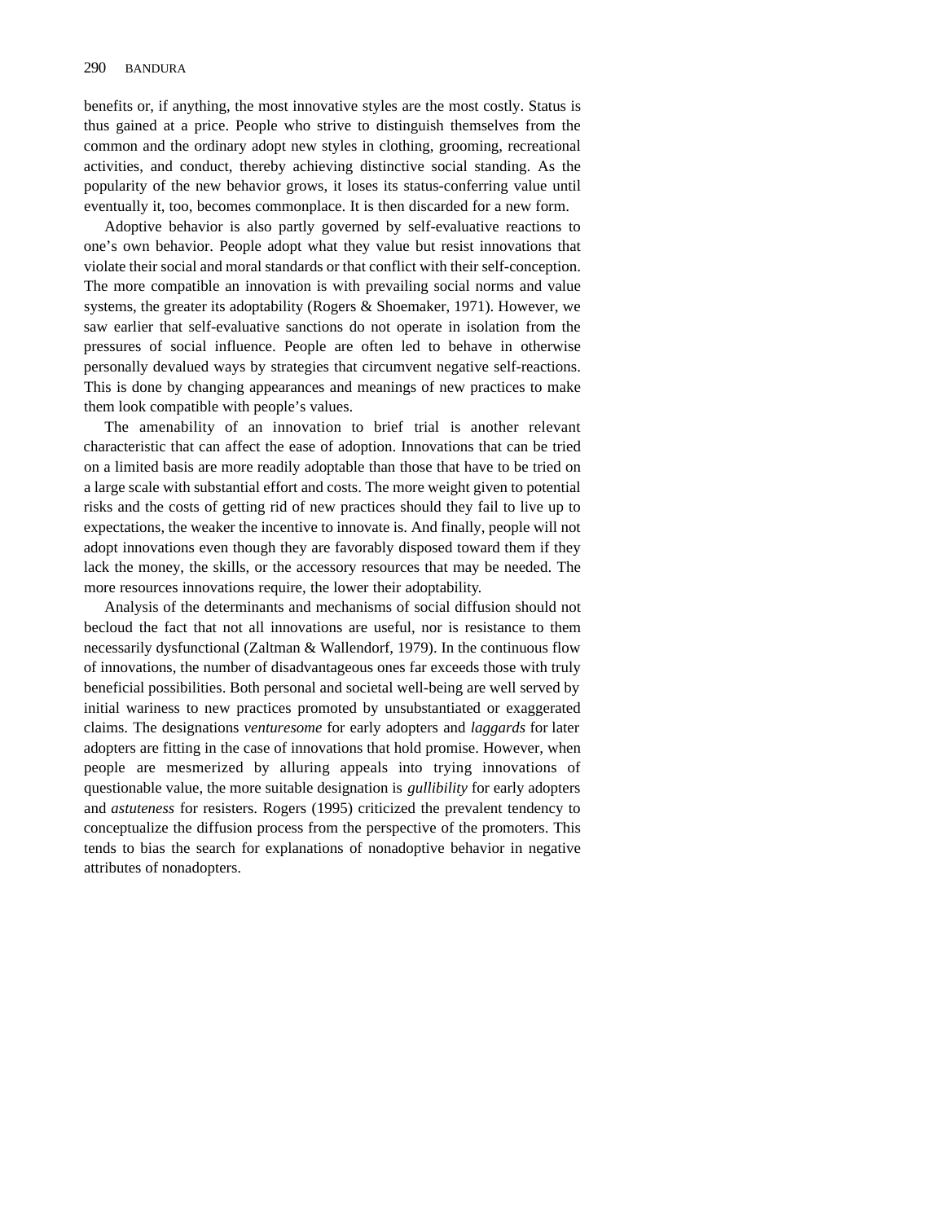benefits or, if anything, the most innovative styles are the most costly. Status is thus gained at a price. People who strive to distinguish themselves from the common and the ordinary adopt new styles in clothing, grooming, recreational activities, and conduct, thereby achieving distinctive social standing. As the popularity of the new behavior grows, it loses its status-conferring value until eventually it, too, becomes commonplace. It is then discarded for a new form.

Adoptive behavior is also partly governed by self-evaluative reactions to one's own behavior. People adopt what they value but resist innovations that violate their social and moral standards or that conflict with their self-conception. The more compatible an innovation is with prevailing social norms and value systems, the greater its adoptability (Rogers & Shoemaker, 1971). However, we saw earlier that self-evaluative sanctions do not operate in isolation from the pressures of social influence. People are often led to behave in otherwise personally devalued ways by strategies that circumvent negative self-reactions. This is done by changing appearances and meanings of new practices to make them look compatible with people's values.

The amenability of an innovation to brief trial is another relevant characteristic that can affect the ease of adoption. Innovations that can be tried on a limited basis are more readily adoptable than those that have to be tried on a large scale with substantial effort and costs. The more weight given to potential risks and the costs of getting rid of new practices should they fail to live up to expectations, the weaker the incentive to innovate is. And finally, people will not adopt innovations even though they are favorably disposed toward them if they lack the money, the skills, or the accessory resources that may be needed. The more resources innovations require, the lower their adoptability.

Analysis of the determinants and mechanisms of social diffusion should not becloud the fact that not all innovations are useful, nor is resistance to them necessarily dysfunctional (Zaltman & Wallendorf, 1979). In the continuous flow of innovations, the number of disadvantageous ones far exceeds those with truly beneficial possibilities. Both personal and societal well-being are well served by initial wariness to new practices promoted by unsubstantiated or exaggerated claims. The designations *venturesome* for early adopters and *laggards* for later adopters are fitting in the case of innovations that hold promise. However, when people are mesmerized by alluring appeals into trying innovations of questionable value, the more suitable designation is *gullibility* for early adopters and *astuteness* for resisters. Rogers (1995) criticized the prevalent tendency to conceptualize the diffusion process from the perspective of the promoters. This tends to bias the search for explanations of nonadoptive behavior in negative attributes of nonadopters.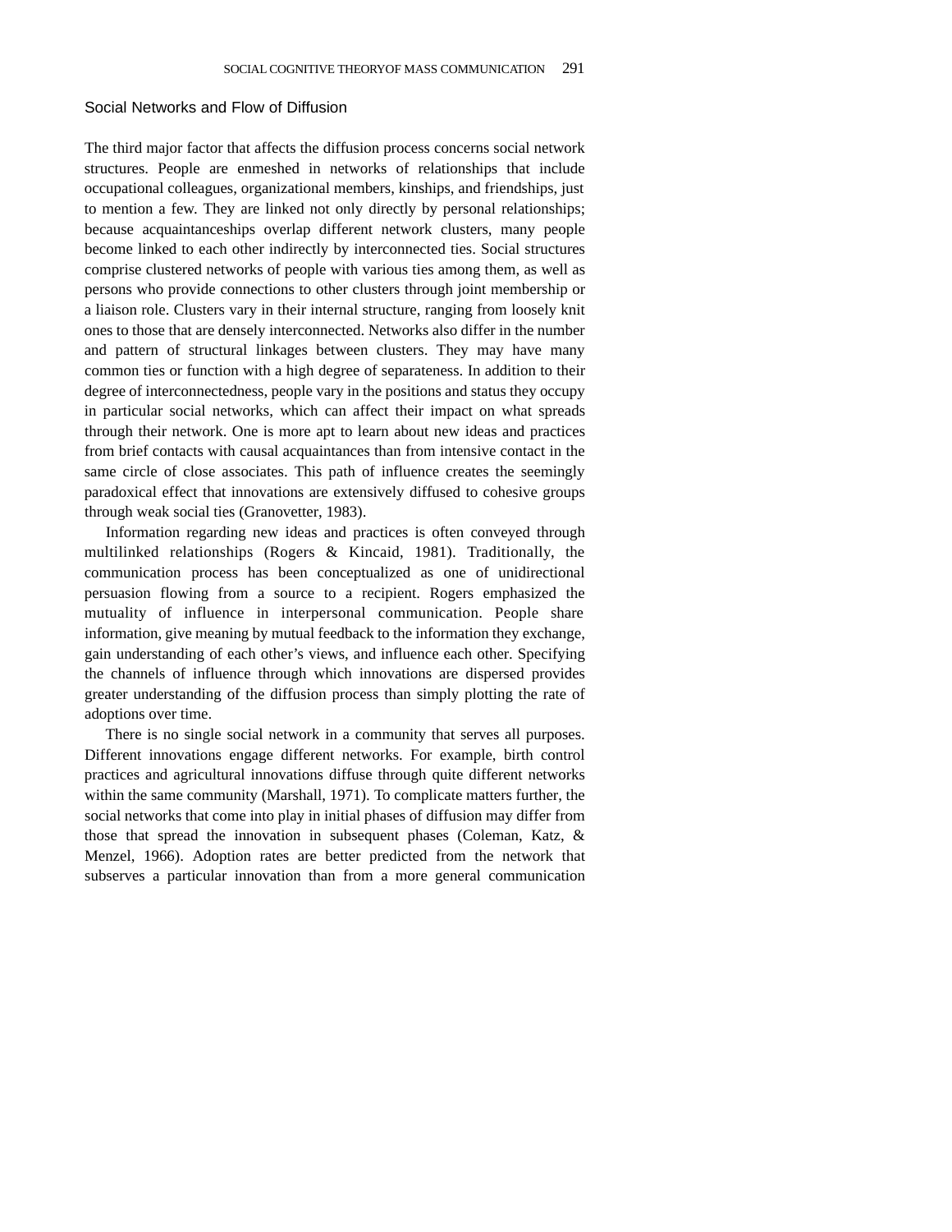## Social Networks and Flow of Diffusion

The third major factor that affects the diffusion process concerns social network structures. People are enmeshed in networks of relationships that include occupational colleagues, organizational members, kinships, and friendships, just to mention a few. They are linked not only directly by personal relationships; because acquaintanceships overlap different network clusters, many people become linked to each other indirectly by interconnected ties. Social structures comprise clustered networks of people with various ties among them, as well as persons who provide connections to other clusters through joint membership or a liaison role. Clusters vary in their internal structure, ranging from loosely knit ones to those that are densely interconnected. Networks also differ in the number and pattern of structural linkages between clusters. They may have many common ties or function with a high degree of separateness. In addition to their degree of interconnectedness, people vary in the positions and status they occupy in particular social networks, which can affect their impact on what spreads through their network. One is more apt to learn about new ideas and practices from brief contacts with causal acquaintances than from intensive contact in the same circle of close associates. This path of influence creates the seemingly paradoxical effect that innovations are extensively diffused to cohesive groups through weak social ties (Granovetter, 1983).

Information regarding new ideas and practices is often conveyed through multilinked relationships (Rogers & Kincaid, 1981). Traditionally, the communication process has been conceptualized as one of unidirectional persuasion flowing from a source to a recipient. Rogers emphasized the mutuality of influence in interpersonal communication. People share information, give meaning by mutual feedback to the information they exchange, gain understanding of each other's views, and influence each other. Specifying the channels of influence through which innovations are dispersed provides greater understanding of the diffusion process than simply plotting the rate of adoptions over time.

There is no single social network in a community that serves all purposes. Different innovations engage different networks. For example, birth control practices and agricultural innovations diffuse through quite different networks within the same community (Marshall, 1971). To complicate matters further, the social networks that come into play in initial phases of diffusion may differ from those that spread the innovation in subsequent phases (Coleman, Katz, & Menzel, 1966). Adoption rates are better predicted from the network that subserves a particular innovation than from a more general communication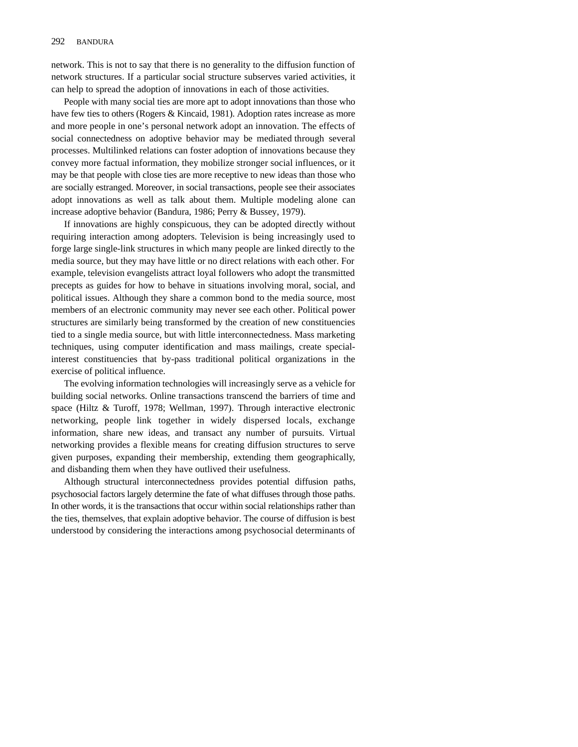network. This is not to say that there is no generality to the diffusion function of network structures. If a particular social structure subserves varied activities, it can help to spread the adoption of innovations in each of those activities.

People with many social ties are more apt to adopt innovations than those who have few ties to others (Rogers & Kincaid, 1981). Adoption rates increase as more and more people in one's personal network adopt an innovation. The effects of social connectedness on adoptive behavior may be mediated through several processes. Multilinked relations can foster adoption of innovations because they convey more factual information, they mobilize stronger social influences, or it may be that people with close ties are more receptive to new ideas than those who are socially estranged. Moreover, in social transactions, people see their associates adopt innovations as well as talk about them. Multiple modeling alone can increase adoptive behavior (Bandura, 1986; Perry & Bussey, 1979).

If innovations are highly conspicuous, they can be adopted directly without requiring interaction among adopters. Television is being increasingly used to forge large single-link structures in which many people are linked directly to the media source, but they may have little or no direct relations with each other. For example, television evangelists attract loyal followers who adopt the transmitted precepts as guides for how to behave in situations involving moral, social, and political issues. Although they share a common bond to the media source, most members of an electronic community may never see each other. Political power structures are similarly being transformed by the creation of new constituencies tied to a single media source, but with little interconnectedness. Mass marketing techniques, using computer identification and mass mailings, create special-interest constituencies that by-pass traditional political organizations in the exercise of political influence.

The evolving information technologies will increasingly serve as a vehicle for building social networks. Online transactions transcend the barriers of time and space (Hiltz & Turoff, 1978; Wellman, 1997). Through interactive electronic networking, people link together in widely dispersed locals, exchange information, share new ideas, and transact any number of pursuits. Virtual networking provides a flexible means for creating diffusion structures to serve given purposes, expanding their membership, extending them geographically, and disbanding them when they have outlived their usefulness.

Although structural interconnectedness provides potential diffusion paths, psychosocial factors largely determine the fate of what diffuses through those paths. In other words, it is the transactions that occur within social relationships rather than the ties, themselves, that explain adoptive behavior. The course of diffusion is best understood by considering the interactions among psychosocial determinants of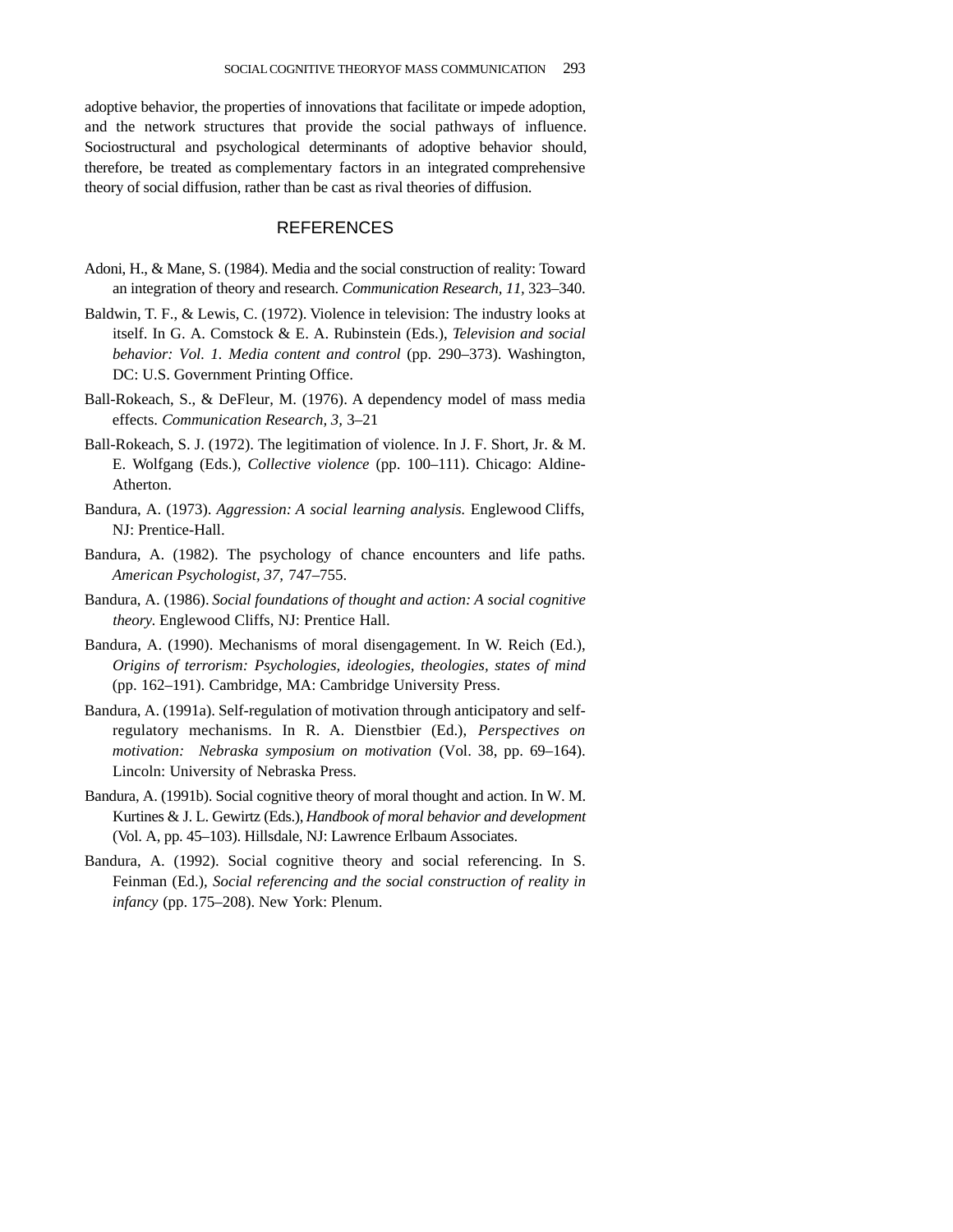adoptive behavior, the properties of innovations that facilitate or impede adoption, and the network structures that provide the social pathways of influence. Sociostructural and psychological determinants of adoptive behavior should, therefore, be treated as complementary factors in an integrated comprehensive theory of social diffusion, rather than be cast as rival theories of diffusion.

## REFERENCES

Adoni, H., & Mane, S. (1984). Media and the social construction of reality: Toward an integration of theory and research. *Communication Research, 11,* 323–340.

Baldwin, T. F., & Lewis, C. (1972). Violence in television: The industry looks at itself. In G. A. Comstock & E. A. Rubinstein (Eds.), *Television and social behavior: Vol. 1. Media content and control* (pp. 290–373). Washington, DC: U.S. Government Printing Office.

Ball-Rokeach, S., & DeFleur, M. (1976). A dependency model of mass media effects. *Communication Research, 3,* 3–21

Ball-Rokeach, S. J. (1972). The legitimation of violence. In J. F. Short, Jr. & M. E. Wolfgang (Eds.), *Collective violence* (pp. 100–111). Chicago: Aldine-Atherton.

Bandura, A. (1973). *Aggression: A social learning analysis.* Englewood Cliffs, NJ: Prentice-Hall.

Bandura, A. (1982). The psychology of chance encounters and life paths. *American Psychologist, 37,* 747–755.

Bandura, A. (1986). *Social foundations of thought and action: A social cognitive theory.* Englewood Cliffs, NJ: Prentice Hall.

Bandura, A. (1990). Mechanisms of moral disengagement. In W. Reich (Ed.), *Origins of terrorism: Psychologies, ideologies, theologies, states of mind* (pp. 162–191). Cambridge, MA: Cambridge University Press.

Bandura, A. (1991a). Self-regulation of motivation through anticipatory and self-regulatory mechanisms. In R. A. Dienstbier (Ed.), *Perspectives on motivation: Nebraska symposium on motivation* (Vol. 38, pp. 69–164). Lincoln: University of Nebraska Press.

Bandura, A. (1991b). Social cognitive theory of moral thought and action. In W. M. Kurtines & J. L. Gewirtz (Eds.), *Handbook of moral behavior and development* (Vol. A, pp. 45–103). Hillsdale, NJ: Lawrence Erlbaum Associates.

Bandura, A. (1992). Social cognitive theory and social referencing. In S. Feinman (Ed.), *Social referencing and the social construction of reality in infancy* (pp. 175–208). New York: Plenum.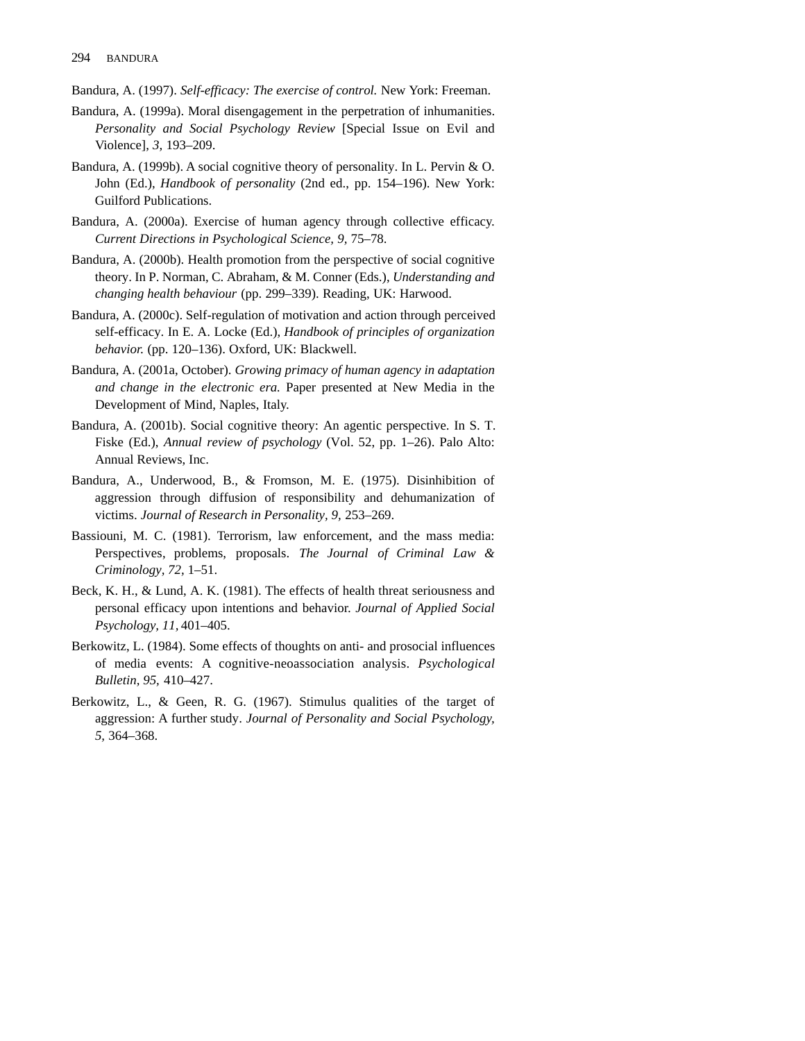Bandura, A. (1997). *Self-efficacy: The exercise of control.* New York: Freeman.

Bandura, A. (1999a). Moral disengagement in the perpetration of inhumanities. *Personality and Social Psychology Review* [Special Issue on Evil and Violence], *3,* 193–209.

Bandura, A. (1999b). A social cognitive theory of personality. In L. Pervin & O. John (Ed.), *Handbook of personality* (2nd ed., pp. 154–196). New York: Guilford Publications.

Bandura, A. (2000a). Exercise of human agency through collective efficacy. *Current Directions in Psychological Science, 9,* 75–78.

Bandura, A. (2000b). Health promotion from the perspective of social cognitive theory. In P. Norman, C. Abraham, & M. Conner (Eds.), *Understanding and changing health behaviour* (pp. 299–339). Reading, UK: Harwood.

Bandura, A. (2000c). Self-regulation of motivation and action through perceived self-efficacy. In E. A. Locke (Ed.), *Handbook of principles of organization behavior.* (pp. 120–136). Oxford, UK: Blackwell.

Bandura, A. (2001a, October). *Growing primacy of human agency in adaptation and change in the electronic era.* Paper presented at New Media in the Development of Mind, Naples, Italy.

Bandura, A. (2001b). Social cognitive theory: An agentic perspective. In S. T. Fiske (Ed.), *Annual review of psychology* (Vol. 52, pp. 1–26). Palo Alto: Annual Reviews, Inc.

Bandura, A., Underwood, B., & Fromson, M. E. (1975). Disinhibition of aggression through diffusion of responsibility and dehumanization of victims. *Journal of Research in Personality, 9,* 253–269.

Bassiouni, M. C. (1981). Terrorism, law enforcement, and the mass media: Perspectives, problems, proposals. *The Journal of Criminal Law & Criminology, 72,* 1–51.

Beck, K. H., & Lund, A. K. (1981). The effects of health threat seriousness and personal efficacy upon intentions and behavior. *Journal of Applied Social Psychology, 11,* 401–405.

Berkowitz, L. (1984). Some effects of thoughts on anti- and prosocial influences of media events: A cognitive-neoassociation analysis. *Psychological Bulletin, 95,* 410–427.

Berkowitz, L., & Geen, R. G. (1967). Stimulus qualities of the target of aggression: A further study. *Journal of Personality and Social Psychology, 5,* 364–368.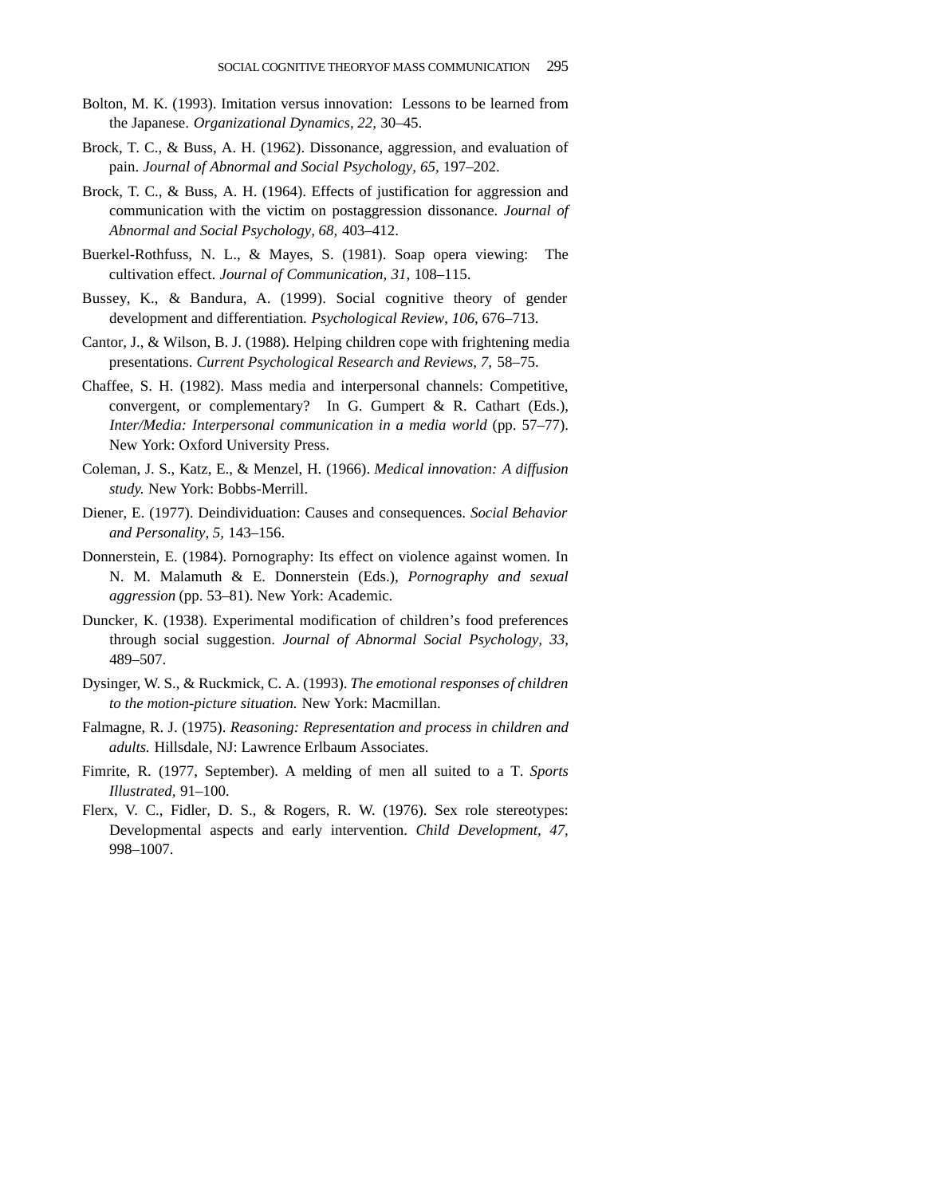Bolton, M. K. (1993). Imitation versus innovation: Lessons to be learned from the Japanese. *Organizational Dynamics, 22,* 30–45.

Brock, T. C., & Buss, A. H. (1962). Dissonance, aggression, and evaluation of pain. *Journal of Abnormal and Social Psychology, 65,* 197–202.

Brock, T. C., & Buss, A. H. (1964). Effects of justification for aggression and communication with the victim on postaggression dissonance. *Journal of Abnormal and Social Psychology, 68,* 403–412.

Buerkel-Rothfuss, N. L., & Mayes, S. (1981). Soap opera viewing: The cultivation effect. *Journal of Communication, 31,* 108–115.

Bussey, K., & Bandura, A. (1999). Social cognitive theory of gender development and differentiation. *Psychological Review, 106,* 676–713.

Cantor, J., & Wilson, B. J. (1988). Helping children cope with frightening media presentations. *Current Psychological Research and Reviews, 7,* 58–75.

Chaffee, S. H. (1982). Mass media and interpersonal channels: Competitive, convergent, or complementary? In G. Gumpert & R. Cathart (Eds.), *Inter/Media: Interpersonal communication in a media world* (pp. 57–77). New York: Oxford University Press.

Coleman, J. S., Katz, E., & Menzel, H. (1966). *Medical innovation: A diffusion study.* New York: Bobbs-Merrill.

Diener, E. (1977). Deindividuation: Causes and consequences. *Social Behavior and Personality, 5,* 143–156.

Donnerstein, E. (1984). Pornography: Its effect on violence against women. In N. M. Malamuth & E. Donnerstein (Eds.), *Pornography and sexual aggression* (pp. 53–81). New York: Academic.

Duncker, K. (1938). Experimental modification of children's food preferences through social suggestion. *Journal of Abnormal Social Psychology, 33,* 489–507.

Dysinger, W. S., & Ruckmick, C. A. (1993). *The emotional responses of children to the motion-picture situation.* New York: Macmillan.

Falmagne, R. J. (1975). *Reasoning: Representation and process in children and adults.* Hillsdale, NJ: Lawrence Erlbaum Associates.

Fimrite, R. (1977, September). A melding of men all suited to a T. *Sports Illustrated,* 91–100.

Flerx, V. C., Fidler, D. S., & Rogers, R. W. (1976). Sex role stereotypes: Developmental aspects and early intervention. *Child Development, 47,* 998–1007.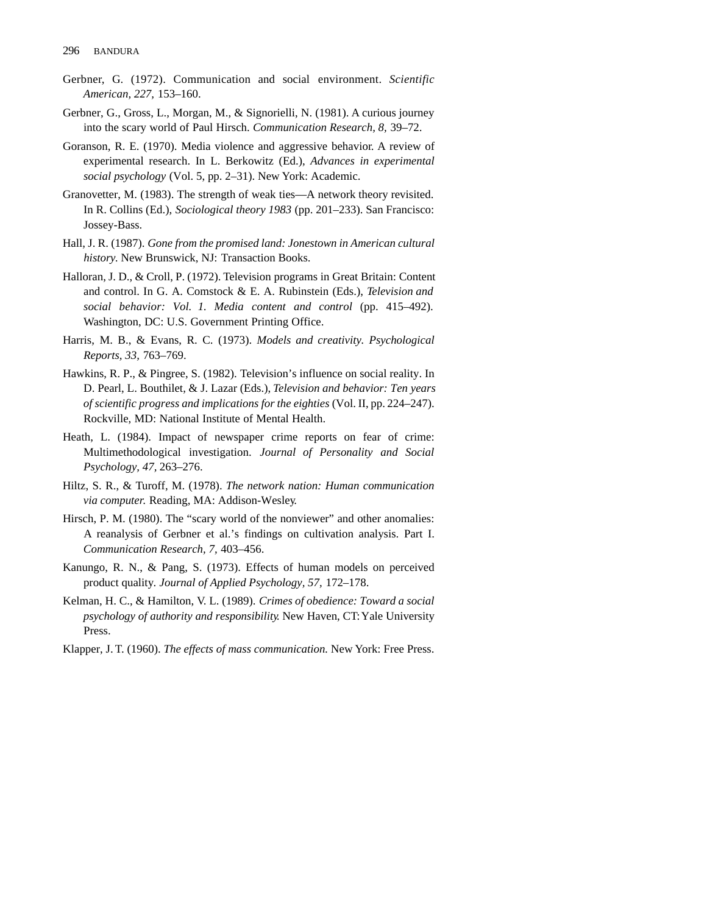Gerbner, G. (1972). Communication and social environment. *Scientific American, 227,* 153–160.

Gerbner, G., Gross, L., Morgan, M., & Signorielli, N. (1981). A curious journey into the scary world of Paul Hirsch. *Communication Research, 8,* 39–72.

Goranson, R. E. (1970). Media violence and aggressive behavior. A review of experimental research. In L. Berkowitz (Ed.), *Advances in experimental social psychology* (Vol. 5, pp. 2–31). New York: Academic.

Granovetter, M. (1983). The strength of weak ties—A network theory revisited. In R. Collins (Ed.), *Sociological theory 1983* (pp. 201–233). San Francisco: Jossey-Bass.

Hall, J. R. (1987). *Gone from the promised land: Jonestown in American cultural history.* New Brunswick, NJ: Transaction Books.

Halloran, J. D., & Croll, P. (1972). Television programs in Great Britain: Content and control. In G. A. Comstock & E. A. Rubinstein (Eds.), *Television and social behavior: Vol. 1. Media content and control* (pp. 415–492). Washington, DC: U.S. Government Printing Office.

Harris, M. B., & Evans, R. C. (1973). *Models and creativity. Psychological Reports, 33,* 763–769.

Hawkins, R. P., & Pingree, S. (1982). Television's influence on social reality. In D. Pearl, L. Bouthilet, & J. Lazar (Eds.), *Television and behavior: Ten years of scientific progress and implications for the eighties* (Vol. II, pp. 224–247). Rockville, MD: National Institute of Mental Health.

Heath, L. (1984). Impact of newspaper crime reports on fear of crime: Multimethodological investigation. *Journal of Personality and Social Psychology, 47,* 263–276.

Hiltz, S. R., & Turoff, M. (1978). *The network nation: Human communication via computer.* Reading, MA: Addison-Wesley.

Hirsch, P. M. (1980). The "scary world of the nonviewer" and other anomalies: A reanalysis of Gerbner et al.'s findings on cultivation analysis. Part I. *Communication Research, 7,* 403–456.

Kanungo, R. N., & Pang, S. (1973). Effects of human models on perceived product quality. *Journal of Applied Psychology, 57,* 172–178.

Kelman, H. C., & Hamilton, V. L. (1989). *Crimes of obedience: Toward a social psychology of authority and responsibility.* New Haven, CT: Yale University Press.

Klapper, J. T. (1960). *The effects of mass communication.* New York: Free Press.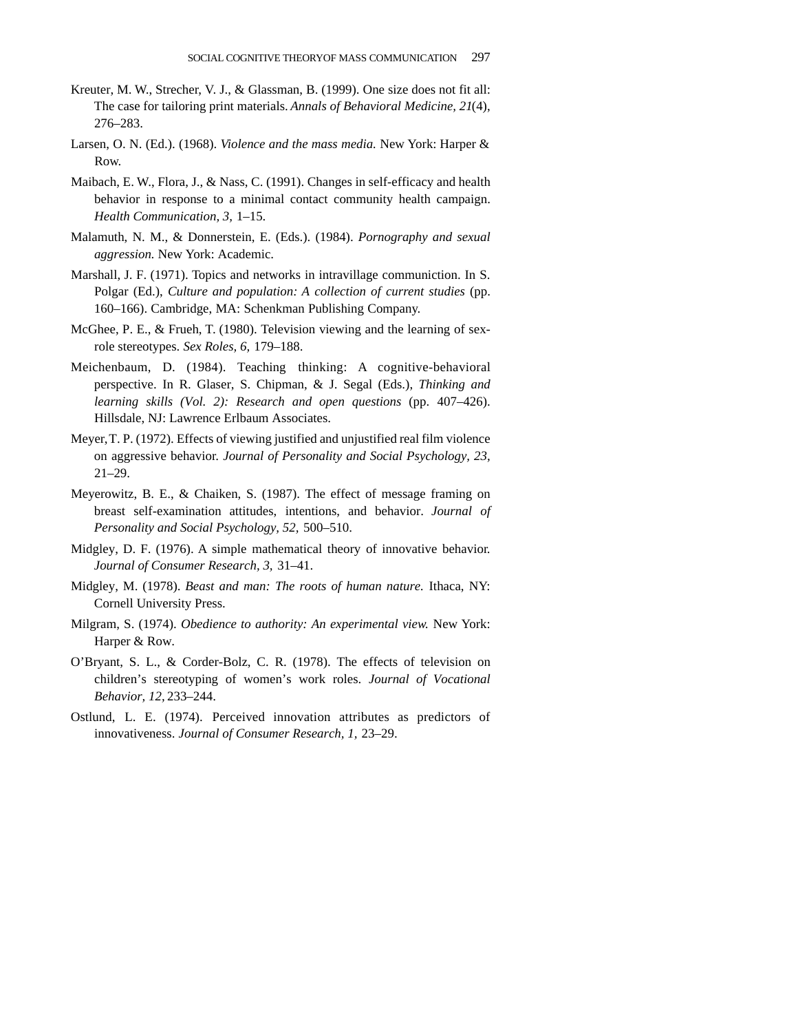Kreuter, M. W., Strecher, V. J., & Glassman, B. (1999). One size does not fit all: The case for tailoring print materials. *Annals of Behavioral Medicine, 21*(4), 276–283.

Larsen, O. N. (Ed.). (1968). *Violence and the mass media.* New York: Harper & Row.

Maibach, E. W., Flora, J., & Nass, C. (1991). Changes in self-efficacy and health behavior in response to a minimal contact community health campaign. *Health Communication, 3,* 1–15.

Malamuth, N. M., & Donnerstein, E. (Eds.). (1984). *Pornography and sexual aggression.* New York: Academic.

Marshall, J. F. (1971). Topics and networks in intravillage communiction. In S. Polgar (Ed.), *Culture and population: A collection of current studies* (pp. 160–166). Cambridge, MA: Schenkman Publishing Company.

McGhee, P. E., & Frueh, T. (1980). Television viewing and the learning of sex-role stereotypes. *Sex Roles, 6,* 179–188.

Meichenbaum, D. (1984). Teaching thinking: A cognitive-behavioral perspective. In R. Glaser, S. Chipman, & J. Segal (Eds.), *Thinking and learning skills (Vol. 2): Research and open questions* (pp. 407–426). Hillsdale, NJ: Lawrence Erlbaum Associates.

Meyer, T. P. (1972). Effects of viewing justified and unjustified real film violence on aggressive behavior. *Journal of Personality and Social Psychology, 23,* 21–29.

Meyerowitz, B. E., & Chaiken, S. (1987). The effect of message framing on breast self-examination attitudes, intentions, and behavior. *Journal of Personality and Social Psychology, 52,* 500–510.

Midgley, D. F. (1976). A simple mathematical theory of innovative behavior. *Journal of Consumer Research, 3,* 31–41.

Midgley, M. (1978). *Beast and man: The roots of human nature.* Ithaca, NY: Cornell University Press.

Milgram, S. (1974). *Obedience to authority: An experimental view.* New York: Harper & Row.

O'Bryant, S. L., & Corder-Bolz, C. R. (1978). The effects of television on children's stereotyping of women's work roles. *Journal of Vocational Behavior, 12,* 233–244.

Ostlund, L. E. (1974). Perceived innovation attributes as predictors of innovativeness. *Journal of Consumer Research, 1,* 23–29.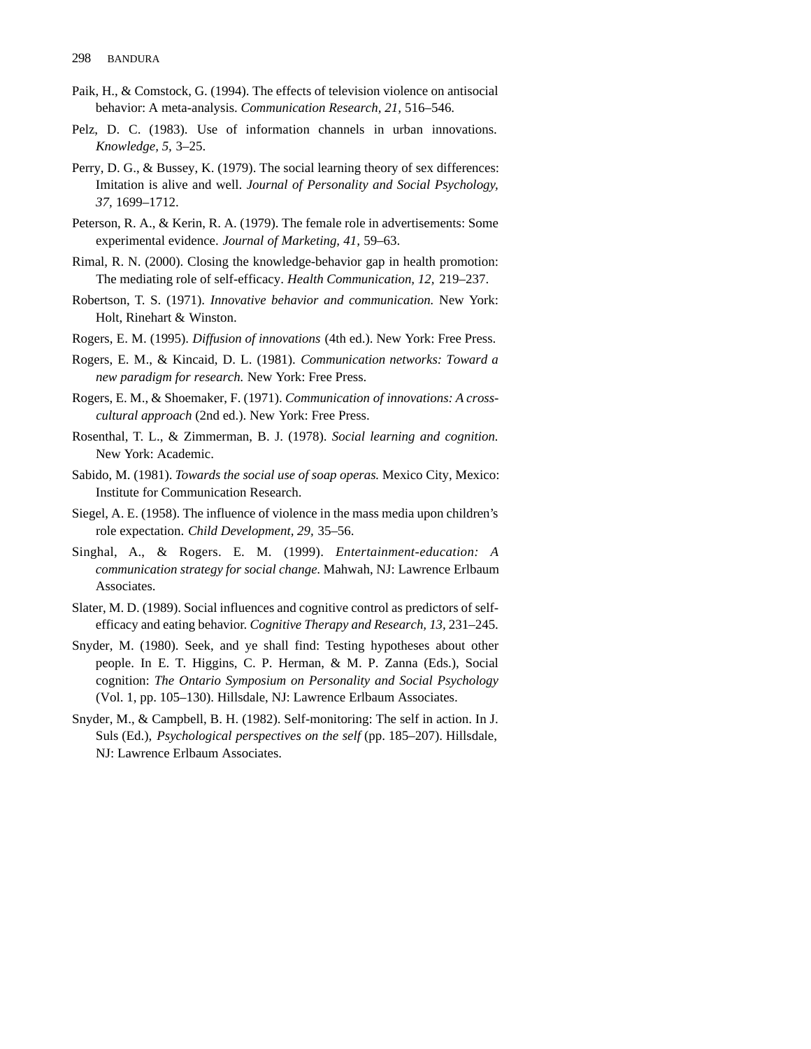Paik, H., & Comstock, G. (1994). The effects of television violence on antisocial behavior: A meta-analysis. *Communication Research, 21,* 516–546.

Pelz, D. C. (1983). Use of information channels in urban innovations. *Knowledge, 5,* 3–25.

Perry, D. G., & Bussey, K. (1979). The social learning theory of sex differences: Imitation is alive and well. *Journal of Personality and Social Psychology, 37,* 1699–1712.

Peterson, R. A., & Kerin, R. A. (1979). The female role in advertisements: Some experimental evidence. *Journal of Marketing, 41,* 59–63.

Rimal, R. N. (2000). Closing the knowledge-behavior gap in health promotion: The mediating role of self-efficacy. *Health Communication, 12,* 219–237.

Robertson, T. S. (1971). *Innovative behavior and communication.* New York: Holt, Rinehart & Winston.

Rogers, E. M. (1995). *Diffusion of innovations* (4th ed.). New York: Free Press.

Rogers, E. M., & Kincaid, D. L. (1981). *Communication networks: Toward a new paradigm for research.* New York: Free Press.

Rogers, E. M., & Shoemaker, F. (1971). *Communication of innovations: A cross-cultural approach* (2nd ed.). New York: Free Press.

Rosenthal, T. L., & Zimmerman, B. J. (1978). *Social learning and cognition.* New York: Academic.

Sabido, M. (1981). *Towards the social use of soap operas.* Mexico City, Mexico: Institute for Communication Research.

Siegel, A. E. (1958). The influence of violence in the mass media upon children's role expectation. *Child Development, 29,* 35–56.

Singhal, A., & Rogers. E. M. (1999). *Entertainment-education: A communication strategy for social change.* Mahwah, NJ: Lawrence Erlbaum Associates.

Slater, M. D. (1989). Social influences and cognitive control as predictors of self-efficacy and eating behavior. *Cognitive Therapy and Research, 13,* 231–245.

Snyder, M. (1980). Seek, and ye shall find: Testing hypotheses about other people. In E. T. Higgins, C. P. Herman, & M. P. Zanna (Eds.), Social cognition: *The Ontario Symposium on Personality and Social Psychology* (Vol. 1, pp. 105–130). Hillsdale, NJ: Lawrence Erlbaum Associates.

Snyder, M., & Campbell, B. H. (1982). Self-monitoring: The self in action. In J. Suls (Ed.), *Psychological perspectives on the self* (pp. 185–207). Hillsdale, NJ: Lawrence Erlbaum Associates.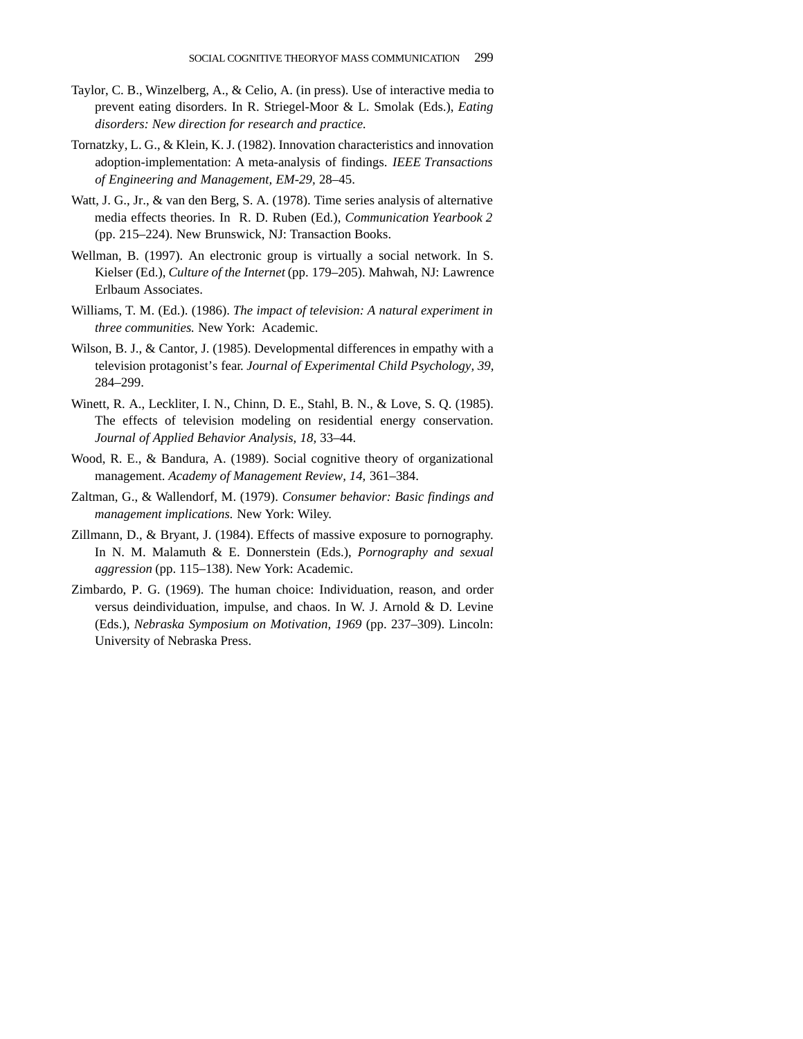Taylor, C. B., Winzelberg, A., & Celio, A. (in press). Use of interactive media to prevent eating disorders. In R. Striegel-Moor & L. Smolak (Eds.), *Eating disorders: New direction for research and practice.*

Tornatzky, L. G., & Klein, K. J. (1982). Innovation characteristics and innovation adoption-implementation: A meta-analysis of findings. *IEEE Transactions of Engineering and Management, EM-29,* 28–45.

Watt, J. G., Jr., & van den Berg, S. A. (1978). Time series analysis of alternative media effects theories. In R. D. Ruben (Ed.), *Communication Yearbook 2* (pp. 215–224). New Brunswick, NJ: Transaction Books.

Wellman, B. (1997). An electronic group is virtually a social network. In S. Kielser (Ed.), *Culture of the Internet* (pp. 179–205). Mahwah, NJ: Lawrence Erlbaum Associates.

Williams, T. M. (Ed.). (1986). *The impact of television: A natural experiment in three communities.* New York: Academic.

Wilson, B. J., & Cantor, J. (1985). Developmental differences in empathy with a television protagonist's fear. *Journal of Experimental Child Psychology, 39,* 284–299.

Winett, R. A., Leckliter, I. N., Chinn, D. E., Stahl, B. N., & Love, S. Q. (1985). The effects of television modeling on residential energy conservation. *Journal of Applied Behavior Analysis, 18,* 33–44.

Wood, R. E., & Bandura, A. (1989). Social cognitive theory of organizational management. *Academy of Management Review, 14,* 361–384.

Zaltman, G., & Wallendorf, M. (1979). *Consumer behavior: Basic findings and management implications.* New York: Wiley.

Zillmann, D., & Bryant, J. (1984). Effects of massive exposure to pornography. In N. M. Malamuth & E. Donnerstein (Eds.), *Pornography and sexual aggression* (pp. 115–138). New York: Academic.

Zimbardo, P. G. (1969). The human choice: Individuation, reason, and order versus deindividuation, impulse, and chaos. In W. J. Arnold & D. Levine (Eds.), *Nebraska Symposium on Motivation, 1969* (pp. 237–309). Lincoln: University of Nebraska Press.